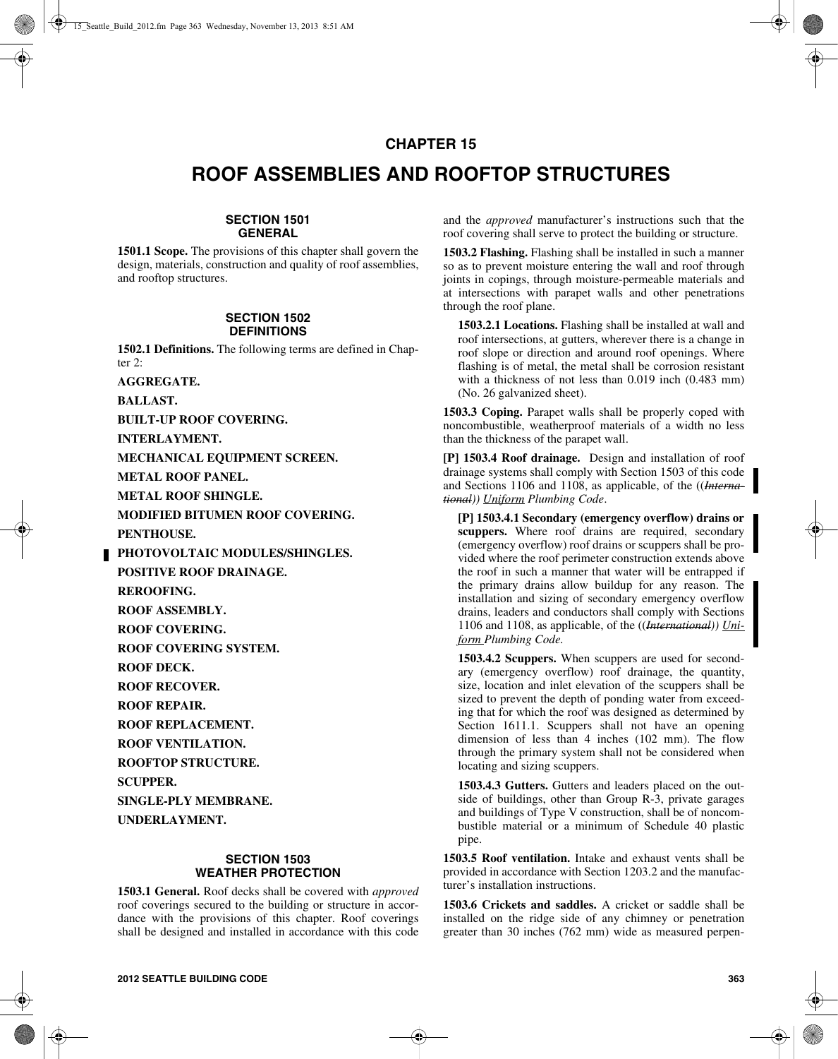# CHAPTER 15

# ROOF ASSEMBLIES AND ROOFTOP STRUCTURES

## SECTION 1501 GENERAL

**1501.1 Scope.** The provisions of this chapter shall govern the design, materials, construction and quality of roof assemblies, and rooftop structures.

## SECTION 1502 DEFINITIONS

**1502.1 Definitions.** The following terms are defined in Chapter 2:

**AGGREGATE.**

**BALLAST.**

**BUILT-UP ROOF COVERING.**

**INTERLAYMENT.**

**MECHANICAL EQUIPMENT SCREEN.**

**METAL ROOF PANEL.**

**METAL ROOF SHINGLE.**

**MODIFIED BITUMEN ROOF COVERING.**

**PENTHOUSE.**

**PHOTOVOLTAIC MODULES/SHINGLES.**

**POSITIVE ROOF DRAINAGE.**

**REROOFING.**

**ROOF ASSEMBLY.**

**ROOF COVERING.**

**ROOF COVERING SYSTEM.**

**ROOF DECK.**

**ROOF RECOVER.**

**ROOF REPAIR.**

**ROOF REPLACEMENT.**

**ROOF VENTILATION.**

**ROOFTOP STRUCTURE.**

**SCUPPER.**

**SINGLE-PLY MEMBRANE.**

**UNDERLAYMENT.**

## SECTION 1503 WEATHER PROTECTION

**1503.1 General.** Roof decks shall be covered with *approved* roof coverings secured to the building or structure in accordance with the provisions of this chapter. Roof coverings shall be designed and installed in accordance with this code and the *approved* manufacturer's instructions such that the roof covering shall serve to protect the building or structure.

**1503.2 Flashing.** Flashing shall be installed in such a manner so as to prevent moisture entering the wall and roof through joints in copings, through moisture-permeable materials and at intersections with parapet walls and other penetrations through the roof plane.

**1503.2.1 Locations.** Flashing shall be installed at wall and roof intersections, at gutters, wherever there is a change in roof slope or direction and around roof openings. Where flashing is of metal, the metal shall be corrosion resistant with a thickness of not less than 0.019 inch (0.483 mm) (No. 26 galvanized sheet).

**1503.3 Coping.** Parapet walls shall be properly coped with noncombustible, weatherproof materials of a width no less than the thickness of the parapet wall.

**[P] 1503.4 Roof drainage.** Design and installation of roof drainage systems shall comply with Section 1503 of this code and Sections 1106 and 1108, as applicable, of the ((~~*International*~~)) Uniform *Plumbing Code*.

**[P] 1503.4.1 Secondary (emergency overflow) drains or scuppers.** Where roof drains are required, secondary (emergency overflow) roof drains or scuppers shall be provided where the roof perimeter construction extends above the roof in such a manner that water will be entrapped if the primary drains allow buildup for any reason. The installation and sizing of secondary emergency overflow drains, leaders and conductors shall comply with Sections 1106 and 1108, as applicable, of the ((~~*International*~~)) *Uniform Plumbing Code.*

**1503.4.2 Scuppers.** When scuppers are used for secondary (emergency overflow) roof drainage, the quantity, size, location and inlet elevation of the scuppers shall be sized to prevent the depth of ponding water from exceeding that for which the roof was designed as determined by Section 1611.1. Scuppers shall not have an opening dimension of less than 4 inches (102 mm). The flow through the primary system shall not be considered when locating and sizing scuppers.

**1503.4.3 Gutters.** Gutters and leaders placed on the outside of buildings, other than Group R-3, private garages and buildings of Type V construction, shall be of noncombustible material or a minimum of Schedule 40 plastic pipe.

**1503.5 Roof ventilation.** Intake and exhaust vents shall be provided in accordance with Section 1203.2 and the manufacturer's installation instructions.

**1503.6 Crickets and saddles.** A cricket or saddle shall be installed on the ridge side of any chimney or penetration greater than 30 inches (762 mm) wide as measured perpen-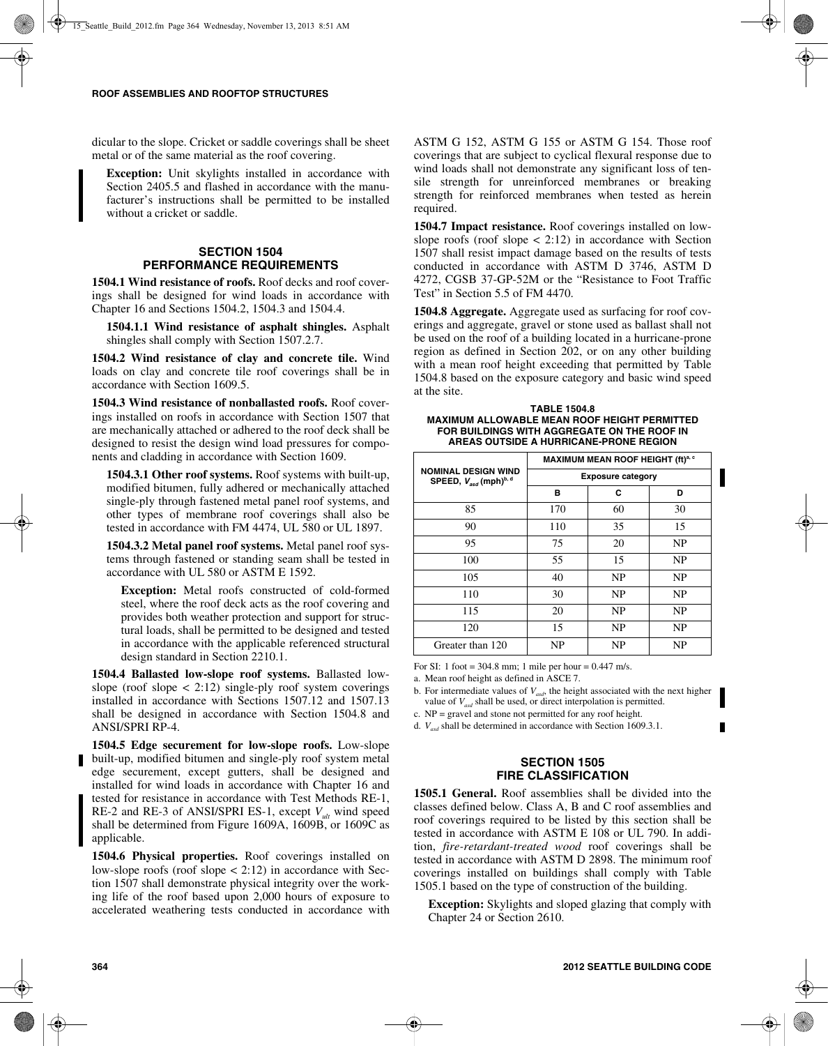dicular to the slope. Cricket or saddle coverings shall be sheet metal or of the same material as the roof covering.

**Exception:** Unit skylights installed in accordance with Section 2405.5 and flashed in accordance with the manufacturer's instructions shall be permitted to be installed without a cricket or saddle.

## SECTION 1504 PERFORMANCE REQUIREMENTS

**1504.1 Wind resistance of roofs.** Roof decks and roof coverings shall be designed for wind loads in accordance with Chapter 16 and Sections 1504.2, 1504.3 and 1504.4.

**1504.1.1 Wind resistance of asphalt shingles.** Asphalt shingles shall comply with Section 1507.2.7.

**1504.2 Wind resistance of clay and concrete tile.** Wind loads on clay and concrete tile roof coverings shall be in accordance with Section 1609.5.

**1504.3 Wind resistance of nonballasted roofs.** Roof coverings installed on roofs in accordance with Section 1507 that are mechanically attached or adhered to the roof deck shall be designed to resist the design wind load pressures for components and cladding in accordance with Section 1609.

**1504.3.1 Other roof systems.** Roof systems with built-up, modified bitumen, fully adhered or mechanically attached single-ply through fastened metal panel roof systems, and other types of membrane roof coverings shall also be tested in accordance with FM 4474, UL 580 or UL 1897.

**1504.3.2 Metal panel roof systems.** Metal panel roof systems through fastened or standing seam shall be tested in accordance with UL 580 or ASTM E 1592.

**Exception:** Metal roofs constructed of cold-formed steel, where the roof deck acts as the roof covering and provides both weather protection and support for structural loads, shall be permitted to be designed and tested in accordance with the applicable referenced structural design standard in Section 2210.1.

**1504.4 Ballasted low-slope roof systems.** Ballasted low-slope (roof slope < 2:12) single-ply roof system coverings installed in accordance with Sections 1507.12 and 1507.13 shall be designed in accordance with Section 1504.8 and ANSI/SPRI RP-4.

**1504.5 Edge securement for low-slope roofs.** Low-slope built-up, modified bitumen and single-ply roof system metal edge securement, except gutters, shall be designed and installed for wind loads in accordance with Chapter 16 and tested for resistance in accordance with Test Methods RE-1, RE-2 and RE-3 of ANSI/SPRI ES-1, except $V_{ult}$ wind speed shall be determined from Figure 1609A, 1609B, or 1609C as applicable.

**1504.6 Physical properties.** Roof coverings installed on low-slope roofs (roof slope < 2:12) in accordance with Section 1507 shall demonstrate physical integrity over the working life of the roof based upon 2,000 hours of exposure to accelerated weathering tests conducted in accordance with ASTM G 152, ASTM G 155 or ASTM G 154. Those roof coverings that are subject to cyclical flexural response due to wind loads shall not demonstrate any significant loss of tensile strength for unreinforced membranes or breaking strength for reinforced membranes when tested as herein required.

**1504.7 Impact resistance.** Roof coverings installed on low-slope roofs (roof slope < 2:12) in accordance with Section 1507 shall resist impact damage based on the results of tests conducted in accordance with ASTM D 3746, ASTM D 4272, CGSB 37-GP-52M or the "Resistance to Foot Traffic Test" in Section 5.5 of FM 4470.

**1504.8 Aggregate.** Aggregate used as surfacing for roof coverings and aggregate, gravel or stone used as ballast shall not be used on the roof of a building located in a hurricane-prone region as defined in Section 202, or on any other building with a mean roof height exceeding that permitted by Table 1504.8 based on the exposure category and basic wind speed at the site.

**TABLE 1504.8**
**MAXIMUM ALLOWABLE MEAN ROOF HEIGHT PERMITTED FOR BUILDINGS WITH AGGREGATE ON THE ROOF IN AREAS OUTSIDE A HURRICANE-PRONE REGION**

| NOMINAL DESIGN WIND SPEED, $V_{asd}$ (mph)[b, d] | MAXIMUM MEAN ROOF HEIGHT (ft)[a, c] | | |
|---|---|---|---|
| | Exposure category | | |
| | B | C | D |
| 85 | 170 | 60 | 30 |
| 90 | 110 | 35 | 15 |
| 95 | 75 | 20 | NP |
| 100 | 55 | 15 | NP |
| 105 | 40 | NP | NP |
| 110 | 30 | NP | NP |
| 115 | 20 | NP | NP |
| 120 | 15 | NP | NP |
| Greater than 120 | NP | NP | NP |

For SI: 1 foot = 304.8 mm; 1 mile per hour = 0.447 m/s.

a. Mean roof height as defined in ASCE 7.

b. For intermediate values of $V_{asd}$, the height associated with the next higher value of $V_{asd}$ shall be used, or direct interpolation is permitted.

c. NP = gravel and stone not permitted for any roof height.

d. $V_{asd}$ shall be determined in accordance with Section 1609.3.1.

## SECTION 1505 FIRE CLASSIFICATION

**1505.1 General.** Roof assemblies shall be divided into the classes defined below. Class A, B and C roof assemblies and roof coverings required to be listed by this section shall be tested in accordance with ASTM E 108 or UL 790. In addition, *fire-retardant-treated wood* roof coverings shall be tested in accordance with ASTM D 2898. The minimum roof coverings installed on buildings shall comply with Table 1505.1 based on the type of construction of the building.

**Exception:** Skylights and sloped glazing that comply with Chapter 24 or Section 2610.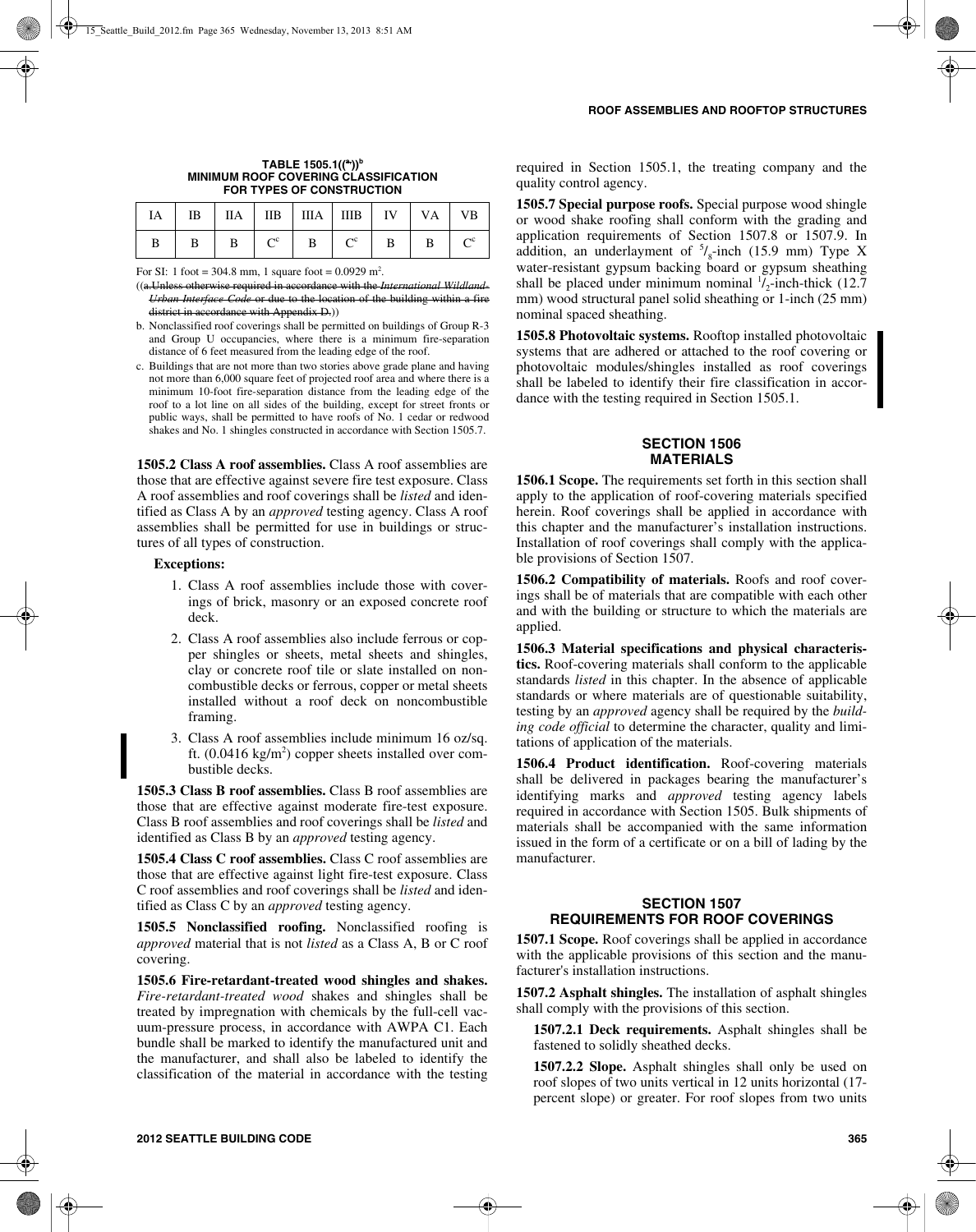**TABLE 1505.1((a))[b]**
**MINIMUM ROOF COVERING CLASSIFICATION FOR TYPES OF CONSTRUCTION**

| IA | IB | IIA | IIB | IIIA | IIIB | IV | VA | VB |
|---|---|---|---|---|---|---|---|---|
| B | B | B | C[c] | B | C[c] | B | B | C[c] |

For SI: 1 foot = 304.8 mm, 1 square foot = 0.0929 m$^2$.

((~~a. Unless otherwise required in accordance with the *International Wildland-Urban Interface Code* or due to the location of the building within a fire district in accordance with Appendix D.~~))

b. Nonclassified roof coverings shall be permitted on buildings of Group R-3 and Group U occupancies, where there is a minimum fire-separation distance of 6 feet measured from the leading edge of the roof.

c. Buildings that are not more than two stories above grade plane and having not more than 6,000 square feet of projected roof area and where there is a minimum 10-foot fire-separation distance from the leading edge of the roof to a lot line on all sides of the building, except for street fronts or public ways, shall be permitted to have roofs of No. 1 cedar or redwood shakes and No. 1 shingles constructed in accordance with Section 1505.7.

**1505.2 Class A roof assemblies.** Class A roof assemblies are those that are effective against severe fire test exposure. Class A roof assemblies and roof coverings shall be *listed* and identified as Class A by an *approved* testing agency. Class A roof assemblies shall be permitted for use in buildings or structures of all types of construction.

**Exceptions:**

1. Class A roof assemblies include those with coverings of brick, masonry or an exposed concrete roof deck.
2. Class A roof assemblies also include ferrous or copper shingles or sheets, metal sheets and shingles, clay or concrete roof tile or slate installed on noncombustible decks or ferrous, copper or metal sheets installed without a roof deck on noncombustible framing.
3. Class A roof assemblies include minimum 16 oz/sq. ft. (0.0416 kg/m$^2$) copper sheets installed over combustible decks.

**1505.3 Class B roof assemblies.** Class B roof assemblies are those that are effective against moderate fire-test exposure. Class B roof assemblies and roof coverings shall be *listed* and identified as Class B by an *approved* testing agency.

**1505.4 Class C roof assemblies.** Class C roof assemblies are those that are effective against light fire-test exposure. Class C roof assemblies and roof coverings shall be *listed* and identified as Class C by an *approved* testing agency.

**1505.5 Nonclassified roofing.** Nonclassified roofing is *approved* material that is not *listed* as a Class A, B or C roof covering.

**1505.6 Fire-retardant-treated wood shingles and shakes.** *Fire-retardant-treated wood* shakes and shingles shall be treated by impregnation with chemicals by the full-cell vacuum-pressure process, in accordance with AWPA C1. Each bundle shall be marked to identify the manufactured unit and the manufacturer, and shall also be labeled to identify the classification of the material in accordance with the testing required in Section 1505.1, the treating company and the quality control agency.

**1505.7 Special purpose roofs.** Special purpose wood shingle or wood shake roofing shall conform with the grading and application requirements of Section 1507.8 or 1507.9. In addition, an underlayment of $^5/_8$-inch (15.9 mm) Type X water-resistant gypsum backing board or gypsum sheathing shall be placed under minimum nominal $^1/_2$-inch-thick (12.7 mm) wood structural panel solid sheathing or 1-inch (25 mm) nominal spaced sheathing.

**1505.8 Photovoltaic systems.** Rooftop installed photovoltaic systems that are adhered or attached to the roof covering or photovoltaic modules/shingles installed as roof coverings shall be labeled to identify their fire classification in accordance with the testing required in Section 1505.1.

## SECTION 1506 MATERIALS

**1506.1 Scope.** The requirements set forth in this section shall apply to the application of roof-covering materials specified herein. Roof coverings shall be applied in accordance with this chapter and the manufacturer's installation instructions. Installation of roof coverings shall comply with the applicable provisions of Section 1507.

**1506.2 Compatibility of materials.** Roofs and roof coverings shall be of materials that are compatible with each other and with the building or structure to which the materials are applied.

**1506.3 Material specifications and physical characteristics.** Roof-covering materials shall conform to the applicable standards *listed* in this chapter. In the absence of applicable standards or where materials are of questionable suitability, testing by an *approved* agency shall be required by the *building code official* to determine the character, quality and limitations of application of the materials.

**1506.4 Product identification.** Roof-covering materials shall be delivered in packages bearing the manufacturer's identifying marks and *approved* testing agency labels required in accordance with Section 1505. Bulk shipments of materials shall be accompanied with the same information issued in the form of a certificate or on a bill of lading by the manufacturer.

## SECTION 1507 REQUIREMENTS FOR ROOF COVERINGS

**1507.1 Scope.** Roof coverings shall be applied in accordance with the applicable provisions of this section and the manufacturer's installation instructions.

**1507.2 Asphalt shingles.** The installation of asphalt shingles shall comply with the provisions of this section.

**1507.2.1 Deck requirements.** Asphalt shingles shall be fastened to solidly sheathed decks.

**1507.2.2 Slope.** Asphalt shingles shall only be used on roof slopes of two units vertical in 12 units horizontal (17-percent slope) or greater. For roof slopes from two units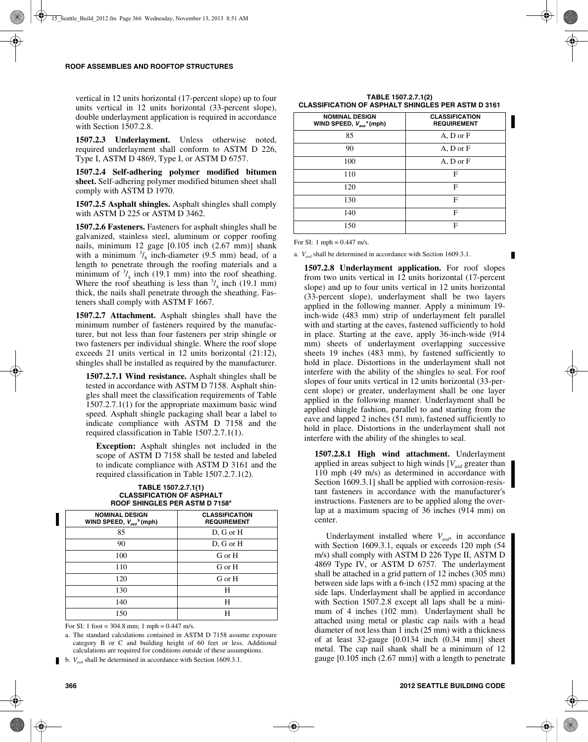vertical in 12 units horizontal (17-percent slope) up to four units vertical in 12 units horizontal (33-percent slope), double underlayment application is required in accordance with Section 1507.2.8.

**1507.2.3 Underlayment.** Unless otherwise noted, required underlayment shall conform to ASTM D 226, Type I, ASTM D 4869, Type I, or ASTM D 6757.

**1507.2.4 Self-adhering polymer modified bitumen sheet.** Self-adhering polymer modified bitumen sheet shall comply with ASTM D 1970.

**1507.2.5 Asphalt shingles.** Asphalt shingles shall comply with ASTM D 225 or ASTM D 3462.

**1507.2.6 Fasteners.** Fasteners for asphalt shingles shall be galvanized, stainless steel, aluminum or copper roofing nails, minimum 12 gage [0.105 inch (2.67 mm)] shank with a minimum $^3/_8$ inch-diameter (9.5 mm) head, of a length to penetrate through the roofing materials and a minimum of $^3/_4$ inch (19.1 mm) into the roof sheathing. Where the roof sheathing is less than $^3/_4$ inch (19.1 mm) thick, the nails shall penetrate through the sheathing. Fasteners shall comply with ASTM F 1667.

**1507.2.7 Attachment.** Asphalt shingles shall have the minimum number of fasteners required by the manufacturer, but not less than four fasteners per strip shingle or two fasteners per individual shingle. Where the roof slope exceeds 21 units vertical in 12 units horizontal (21:12), shingles shall be installed as required by the manufacturer.

**1507.2.7.1 Wind resistance.** Asphalt shingles shall be tested in accordance with ASTM D 7158. Asphalt shingles shall meet the classification requirements of Table 1507.2.7.1(1) for the appropriate maximum basic wind speed. Asphalt shingle packaging shall bear a label to indicate compliance with ASTM D 7158 and the required classification in Table 1507.2.7.1(1).

**Exception:** Asphalt shingles not included in the scope of ASTM D 7158 shall be tested and labeled to indicate compliance with ASTM D 3161 and the required classification in Table 1507.2.7.1(2).

**TABLE 1507.2.7.1(1)
CLASSIFICATION OF ASPHALT ROOF SHINGLES PER ASTM D 7158[a]**

| NOMINAL DESIGN WIND SPEED, $V_{asd}$[b] (mph) | CLASSIFICATION REQUIREMENT |
|---|---|
| 85 | D, G or H |
| 90 | D, G or H |
| 100 | G or H |
| 110 | G or H |
| 120 | G or H |
| 130 | H |
| 140 | H |
| 150 | H |

For SI: 1 foot = 304.8 mm; 1 mph = 0.447 m/s.

a. The standard calculations contained in ASTM D 7158 assume exposure category B or C and building height of 60 feet or less. Additional calculations are required for conditions outside of these assumptions.

b. $V_{asd}$ shall be determined in accordance with Section 1609.3.1.

**TABLE 1507.2.7.1(2)
CLASSIFICATION OF ASPHALT SHINGLES PER ASTM D 3161**

| NOMINAL DESIGN WIND SPEED, $V_{asd}$[a] (mph) | CLASSIFICATION REQUIREMENT |
|---|---|
| 85 | A, D or F |
| 90 | A, D or F |
| 100 | A, D or F |
| 110 | F |
| 120 | F |
| 130 | F |
| 140 | F |
| 150 | F |

For SI: 1 mph = 0.447 m/s.

a. $V_{asd}$ shall be determined in accordance with Section 1609.3.1.

**1507.2.8 Underlayment application.** For roof slopes from two units vertical in 12 units horizontal (17-percent slope) and up to four units vertical in 12 units horizontal (33-percent slope), underlayment shall be two layers applied in the following manner. Apply a minimum 19-inch-wide (483 mm) strip of underlayment felt parallel with and starting at the eaves, fastened sufficiently to hold in place. Starting at the eave, apply 36-inch-wide (914 mm) sheets of underlayment overlapping successive sheets 19 inches (483 mm), by fastened sufficiently to hold in place. Distortions in the underlayment shall not interfere with the ability of the shingles to seal. For roof slopes of four units vertical in 12 units horizontal (33-percent slope) or greater, underlayment shall be one layer applied in the following manner. Underlayment shall be applied shingle fashion, parallel to and starting from the eave and lapped 2 inches (51 mm), fastened sufficiently to hold in place. Distortions in the underlayment shall not interfere with the ability of the shingles to seal.

**1507.2.8.1 High wind attachment.** Underlayment applied in areas subject to high winds [$V_{asd}$ greater than 110 mph (49 m/s) as determined in accordance with Section 1609.3.1] shall be applied with corrosion-resistant fasteners in accordance with the manufacturer's instructions. Fasteners are to be applied along the overlap at a maximum spacing of 36 inches (914 mm) on center.

Underlayment installed where $V_{asd}$, in accordance with Section 1609.3.1, equals or exceeds 120 mph (54 m/s) shall comply with ASTM D 226 Type II, ASTM D 4869 Type IV, or ASTM D 6757. The underlayment shall be attached in a grid pattern of 12 inches (305 mm) between side laps with a 6-inch (152 mm) spacing at the side laps. Underlayment shall be applied in accordance with Section 1507.2.8 except all laps shall be a minimum of 4 inches (102 mm). Underlayment shall be attached using metal or plastic cap nails with a head diameter of not less than 1 inch (25 mm) with a thickness of at least 32-gauge [0.0134 inch (0.34 mm)] sheet metal. The cap nail shank shall be a minimum of 12 gauge [0.105 inch (2.67 mm)] with a length to penetrate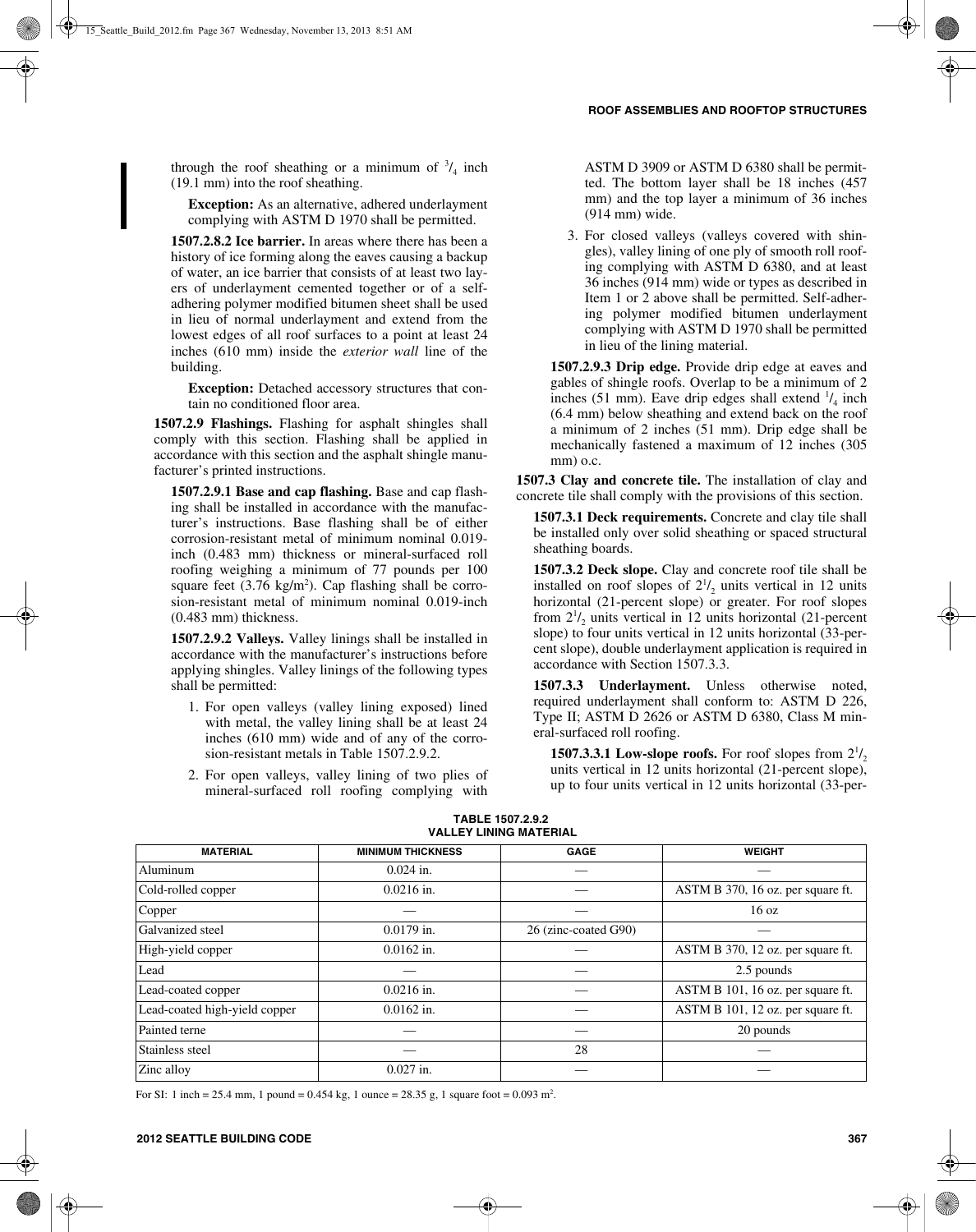through the roof sheathing or a minimum of $^3/_4$ inch (19.1 mm) into the roof sheathing.

**Exception:** As an alternative, adhered underlayment complying with ASTM D 1970 shall be permitted.

**1507.2.8.2 Ice barrier.** In areas where there has been a history of ice forming along the eaves causing a backup of water, an ice barrier that consists of at least two layers of underlayment cemented together or of a self-adhering polymer modified bitumen sheet shall be used in lieu of normal underlayment and extend from the lowest edges of all roof surfaces to a point at least 24 inches (610 mm) inside the *exterior wall* line of the building.

**Exception:** Detached accessory structures that contain no conditioned floor area.

**1507.2.9 Flashings.** Flashing for asphalt shingles shall comply with this section. Flashing shall be applied in accordance with this section and the asphalt shingle manufacturer's printed instructions.

**1507.2.9.1 Base and cap flashing.** Base and cap flashing shall be installed in accordance with the manufacturer's instructions. Base flashing shall be of either corrosion-resistant metal of minimum nominal 0.019-inch (0.483 mm) thickness or mineral-surfaced roll roofing weighing a minimum of 77 pounds per 100 square feet (3.76 kg/m$^2$). Cap flashing shall be corrosion-resistant metal of minimum nominal 0.019-inch (0.483 mm) thickness.

**1507.2.9.2 Valleys.** Valley linings shall be installed in accordance with the manufacturer's instructions before applying shingles. Valley linings of the following types shall be permitted:

1. For open valleys (valley lining exposed) lined with metal, the valley lining shall be at least 24 inches (610 mm) wide and of any of the corrosion-resistant metals in Table 1507.2.9.2.
2. For open valleys, valley lining of two plies of mineral-surfaced roll roofing complying with ASTM D 3909 or ASTM D 6380 shall be permitted. The bottom layer shall be 18 inches (457 mm) and the top layer a minimum of 36 inches (914 mm) wide.
3. For closed valleys (valleys covered with shingles), valley lining of one ply of smooth roll roofing complying with ASTM D 6380, and at least 36 inches (914 mm) wide or types as described in Item 1 or 2 above shall be permitted. Self-adhering polymer modified bitumen underlayment complying with ASTM D 1970 shall be permitted in lieu of the lining material.

**1507.2.9.3 Drip edge.** Provide drip edge at eaves and gables of shingle roofs. Overlap to be a minimum of 2 inches (51 mm). Eave drip edges shall extend $^1/_4$ inch (6.4 mm) below sheathing and extend back on the roof a minimum of 2 inches (51 mm). Drip edge shall be mechanically fastened a maximum of 12 inches (305 mm) o.c.

**1507.3 Clay and concrete tile.** The installation of clay and concrete tile shall comply with the provisions of this section.

**1507.3.1 Deck requirements.** Concrete and clay tile shall be installed only over solid sheathing or spaced structural sheathing boards.

**1507.3.2 Deck slope.** Clay and concrete roof tile shall be installed on roof slopes of $2^1/_2$ units vertical in 12 units horizontal (21-percent slope) or greater. For roof slopes from $2^1/_2$ units vertical in 12 units horizontal (21-percent slope) to four units vertical in 12 units horizontal (33-percent slope), double underlayment application is required in accordance with Section 1507.3.3.

**1507.3.3 Underlayment.** Unless otherwise noted, required underlayment shall conform to: ASTM D 226, Type II; ASTM D 2626 or ASTM D 6380, Class M mineral-surfaced roll roofing.

**1507.3.3.1 Low-slope roofs.** For roof slopes from $2^1/_2$ units vertical in 12 units horizontal (21-percent slope), up to four units vertical in 12 units horizontal (33-per-

**TABLE 1507.2.9.2
VALLEY LINING MATERIAL**

| MATERIAL | MINIMUM THICKNESS | GAGE | WEIGHT |
|---|---|---|---|
| Aluminum | 0.024 in. | — | — |
| Cold-rolled copper | 0.0216 in. | — | ASTM B 370, 16 oz. per square ft. |
| Copper | — | — | 16 oz |
| Galvanized steel | 0.0179 in. | 26 (zinc-coated G90) | — |
| High-yield copper | 0.0162 in. | — | ASTM B 370, 12 oz. per square ft. |
| Lead | — | — | 2.5 pounds |
| Lead-coated copper | 0.0216 in. | — | ASTM B 101, 16 oz. per square ft. |
| Lead-coated high-yield copper | 0.0162 in. | — | ASTM B 101, 12 oz. per square ft. |
| Painted terne | — | — | 20 pounds |
| Stainless steel | — | 28 | — |
| Zinc alloy | 0.027 in. | — | — |

For SI: 1 inch = 25.4 mm, 1 pound = 0.454 kg, 1 ounce = 28.35 g, 1 square foot = 0.093 m$^2$.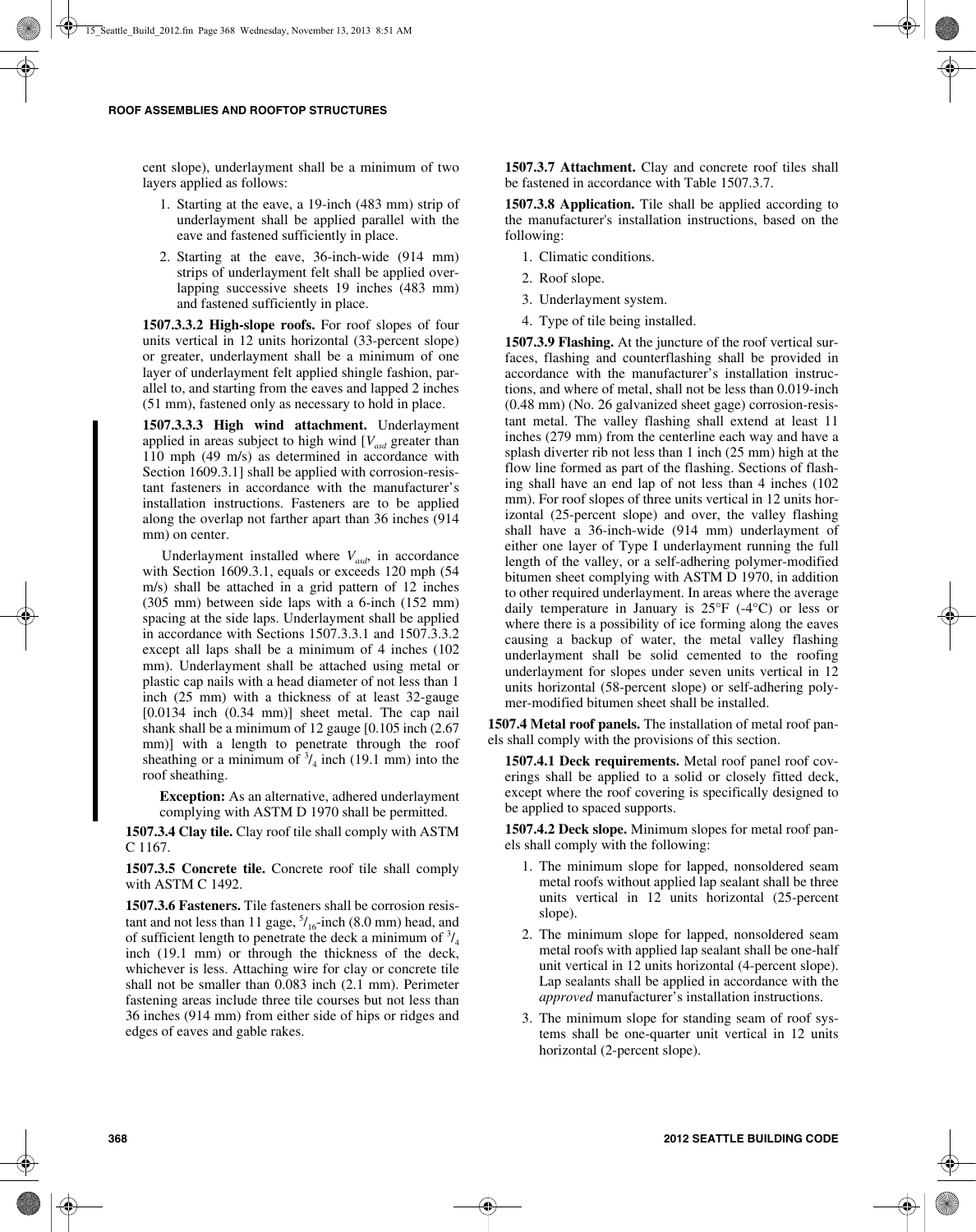cent slope), underlayment shall be a minimum of two layers applied as follows:

1. Starting at the eave, a 19-inch (483 mm) strip of underlayment shall be applied parallel with the eave and fastened sufficiently in place.
2. Starting at the eave, 36-inch-wide (914 mm) strips of underlayment felt shall be applied overlapping successive sheets 19 inches (483 mm) and fastened sufficiently in place.

**1507.3.3.2 High-slope roofs.** For roof slopes of four units vertical in 12 units horizontal (33-percent slope) or greater, underlayment shall be a minimum of one layer of underlayment felt applied shingle fashion, parallel to, and starting from the eaves and lapped 2 inches (51 mm), fastened only as necessary to hold in place.

**1507.3.3.3 High wind attachment.** Underlayment applied in areas subject to high wind [$V_{asd}$ greater than 110 mph (49 m/s) as determined in accordance with Section 1609.3.1] shall be applied with corrosion-resistant fasteners in accordance with the manufacturer's installation instructions. Fasteners are to be applied along the overlap not farther apart than 36 inches (914 mm) on center.

Underlayment installed where $V_{asd}$, in accordance with Section 1609.3.1, equals or exceeds 120 mph (54 m/s) shall be attached in a grid pattern of 12 inches (305 mm) between side laps with a 6-inch (152 mm) spacing at the side laps. Underlayment shall be applied in accordance with Sections 1507.3.3.1 and 1507.3.3.2 except all laps shall be a minimum of 4 inches (102 mm). Underlayment shall be attached using metal or plastic cap nails with a head diameter of not less than 1 inch (25 mm) with a thickness of at least 32-gauge [0.0134 inch (0.34 mm)] sheet metal. The cap nail shank shall be a minimum of 12 gauge [0.105 inch (2.67 mm)] with a length to penetrate through the roof sheathing or a minimum of $^3/_4$ inch (19.1 mm) into the roof sheathing.

**Exception:** As an alternative, adhered underlayment complying with ASTM D 1970 shall be permitted.

**1507.3.4 Clay tile.** Clay roof tile shall comply with ASTM C 1167.

**1507.3.5 Concrete tile.** Concrete roof tile shall comply with ASTM C 1492.

**1507.3.6 Fasteners.** Tile fasteners shall be corrosion resistant and not less than 11 gage, $^5/_{16}$-inch (8.0 mm) head, and of sufficient length to penetrate the deck a minimum of $^3/_4$ inch (19.1 mm) or through the thickness of the deck, whichever is less. Attaching wire for clay or concrete tile shall not be smaller than 0.083 inch (2.1 mm). Perimeter fastening areas include three tile courses but not less than 36 inches (914 mm) from either side of hips or ridges and edges of eaves and gable rakes.

**1507.3.7 Attachment.** Clay and concrete roof tiles shall be fastened in accordance with Table 1507.3.7.

**1507.3.8 Application.** Tile shall be applied according to the manufacturer's installation instructions, based on the following:

1. Climatic conditions.
2. Roof slope.
3. Underlayment system.
4. Type of tile being installed.

**1507.3.9 Flashing.** At the juncture of the roof vertical surfaces, flashing and counterflashing shall be provided in accordance with the manufacturer's installation instructions, and where of metal, shall not be less than 0.019-inch (0.48 mm) (No. 26 galvanized sheet gage) corrosion-resistant metal. The valley flashing shall extend at least 11 inches (279 mm) from the centerline each way and have a splash diverter rib not less than 1 inch (25 mm) high at the flow line formed as part of the flashing. Sections of flashing shall have an end lap of not less than 4 inches (102 mm). For roof slopes of three units vertical in 12 units horizontal (25-percent slope) and over, the valley flashing shall have a 36-inch-wide (914 mm) underlayment of either one layer of Type I underlayment running the full length of the valley, or a self-adhering polymer-modified bitumen sheet complying with ASTM D 1970, in addition to other required underlayment. In areas where the average daily temperature in January is 25°F (-4°C) or less or where there is a possibility of ice forming along the eaves causing a backup of water, the metal valley flashing underlayment shall be solid cemented to the roofing underlayment for slopes under seven units vertical in 12 units horizontal (58-percent slope) or self-adhering polymer-modified bitumen sheet shall be installed.

**1507.4 Metal roof panels.** The installation of metal roof panels shall comply with the provisions of this section.

**1507.4.1 Deck requirements.** Metal roof panel roof coverings shall be applied to a solid or closely fitted deck, except where the roof covering is specifically designed to be applied to spaced supports.

**1507.4.2 Deck slope.** Minimum slopes for metal roof panels shall comply with the following:

1. The minimum slope for lapped, nonsoldered seam metal roofs without applied lap sealant shall be three units vertical in 12 units horizontal (25-percent slope).
2. The minimum slope for lapped, nonsoldered seam metal roofs with applied lap sealant shall be one-half unit vertical in 12 units horizontal (4-percent slope). Lap sealants shall be applied in accordance with the *approved* manufacturer's installation instructions.
3. The minimum slope for standing seam of roof systems shall be one-quarter unit vertical in 12 units horizontal (2-percent slope).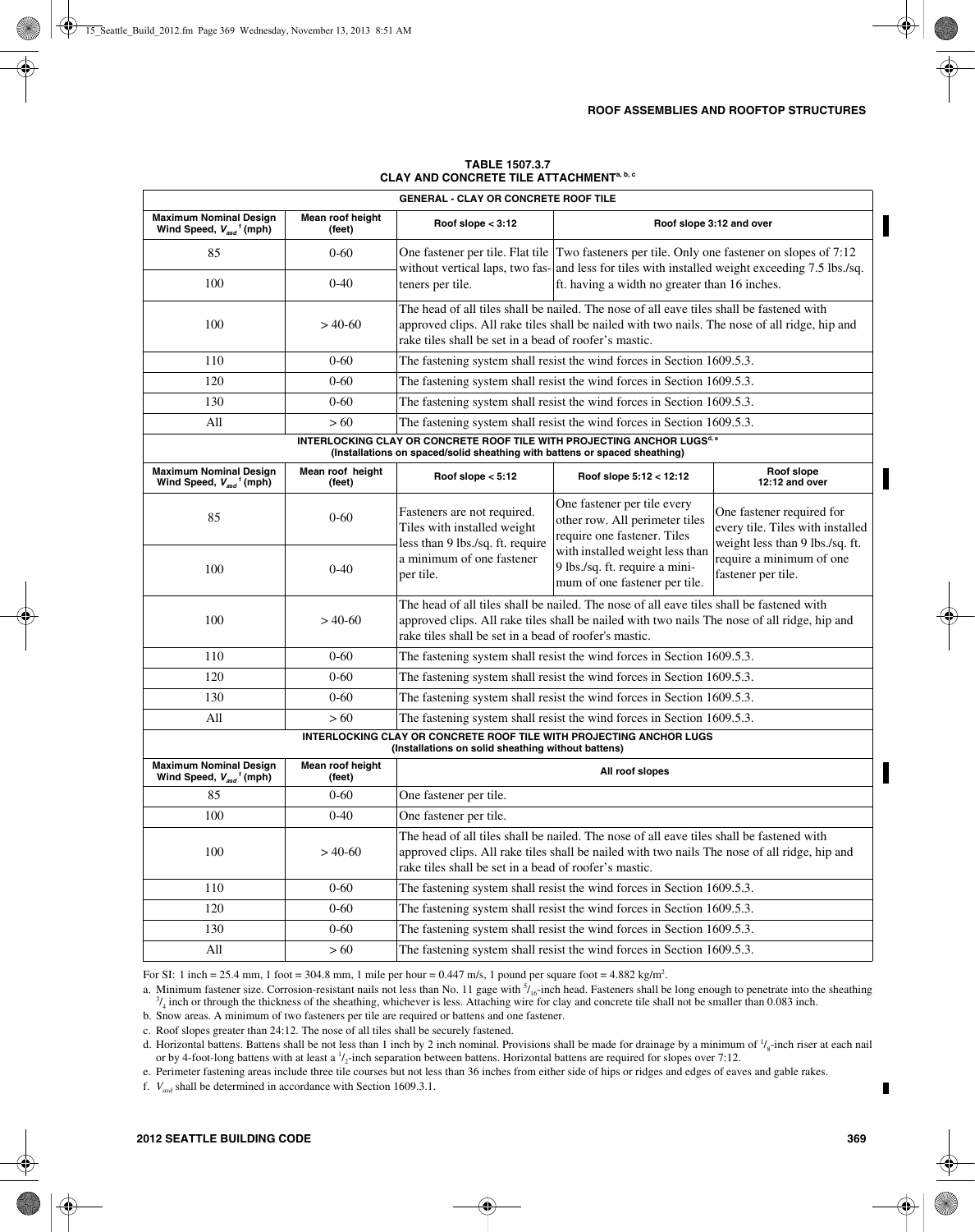**TABLE 1507.3.7**
**CLAY AND CONCRETE TILE ATTACHMENT[a, b, c]**

| GENERAL - CLAY OR CONCRETE ROOF TILE | | | |
|---|---|---|---|
| **Maximum Nominal Design Wind Speed, $V_{asd}$ [f] (mph)** | **Mean roof height (feet)** | **Roof slope < 3:12** | **Roof slope 3:12 and over** |
| 85 | 0-60 | One fastener per tile. Flat tile without vertical laps, two fasteners per tile. | Two fasteners per tile. Only one fastener on slopes of 7:12 and less for tiles with installed weight exceeding 7.5 lbs./sq. ft. having a width no greater than 16 inches. |
| 100 | 0-40 | | |
| 100 | > 40-60 | The head of all tiles shall be nailed. The nose of all eave tiles shall be fastened with approved clips. All rake tiles shall be nailed with two nails. The nose of all ridge, hip and rake tiles shall be set in a bead of roofer's mastic. | |
| 110 | 0-60 | The fastening system shall resist the wind forces in Section 1609.5.3. | |
| 120 | 0-60 | The fastening system shall resist the wind forces in Section 1609.5.3. | |
| 130 | 0-60 | The fastening system shall resist the wind forces in Section 1609.5.3. | |
| All | > 60 | The fastening system shall resist the wind forces in Section 1609.5.3. | |

| INTERLOCKING CLAY OR CONCRETE ROOF TILE WITH PROJECTING ANCHOR LUGS[d, e] (Installations on spaced/solid sheathing with battens or spaced sheathing) | | | | |
|---|---|---|---|---|
| **Maximum Nominal Design Wind Speed, $V_{asd}$ [f] (mph)** | **Mean roof height (feet)** | **Roof slope < 5:12** | **Roof slope 5:12 < 12:12** | **Roof slope 12:12 and over** |
| 85 | 0-60 | Fasteners are not required. Tiles with installed weight less than 9 lbs./sq. ft. require a minimum of one fastener per tile. | One fastener per tile every other row. All perimeter tiles require one fastener. Tiles with installed weight less than 9 lbs./sq. ft. require a minimum of one fastener per tile. | One fastener required for every tile. Tiles with installed weight less than 9 lbs./sq. ft. require a minimum of one fastener per tile. |
| 100 | 0-40 | | | |
| 100 | > 40-60 | The head of all tiles shall be nailed. The nose of all eave tiles shall be fastened with approved clips. All rake tiles shall be nailed with two nails The nose of all ridge, hip and rake tiles shall be set in a bead of roofer's mastic. | | |
| 110 | 0-60 | The fastening system shall resist the wind forces in Section 1609.5.3. | | |
| 120 | 0-60 | The fastening system shall resist the wind forces in Section 1609.5.3. | | |
| 130 | 0-60 | The fastening system shall resist the wind forces in Section 1609.5.3. | | |
| All | > 60 | The fastening system shall resist the wind forces in Section 1609.5.3. | | |

| INTERLOCKING CLAY OR CONCRETE ROOF TILE WITH PROJECTING ANCHOR LUGS (Installations on solid sheathing without battens) | | |
|---|---|---|
| **Maximum Nominal Design Wind Speed, $V_{asd}$ [f] (mph)** | **Mean roof height (feet)** | **All roof slopes** |
| 85 | 0-60 | One fastener per tile. |
| 100 | 0-40 | One fastener per tile. |
| 100 | > 40-60 | The head of all tiles shall be nailed. The nose of all eave tiles shall be fastened with approved clips. All rake tiles shall be nailed with two nails The nose of all ridge, hip and rake tiles shall be set in a bead of roofer's mastic. |
| 110 | 0-60 | The fastening system shall resist the wind forces in Section 1609.5.3. |
| 120 | 0-60 | The fastening system shall resist the wind forces in Section 1609.5.3. |
| 130 | 0-60 | The fastening system shall resist the wind forces in Section 1609.5.3. |
| All | > 60 | The fastening system shall resist the wind forces in Section 1609.5.3. |

For SI: 1 inch = 25.4 mm, 1 foot = 304.8 mm, 1 mile per hour = 0.447 m/s, 1 pound per square foot = 4.882 kg/m$^2$.

a. Minimum fastener size. Corrosion-resistant nails not less than No. 11 gage with $^5/_{16}$-inch head. Fasteners shall be long enough to penetrate into the sheathing $^3/_4$ inch or through the thickness of the sheathing, whichever is less. Attaching wire for clay and concrete tile shall not be smaller than 0.083 inch.

b. Snow areas. A minimum of two fasteners per tile are required or battens and one fastener.

c. Roof slopes greater than 24:12. The nose of all tiles shall be securely fastened.

d. Horizontal battens. Battens shall be not less than 1 inch by 2 inch nominal. Provisions shall be made for drainage by a minimum of $^1/_8$-inch riser at each nail or by 4-foot-long battens with at least a $^1/_2$-inch separation between battens. Horizontal battens are required for slopes over 7:12.

e. Perimeter fastening areas include three tile courses but not less than 36 inches from either side of hips or ridges and edges of eaves and gable rakes.

f. $V_{asd}$ shall be determined in accordance with Section 1609.3.1.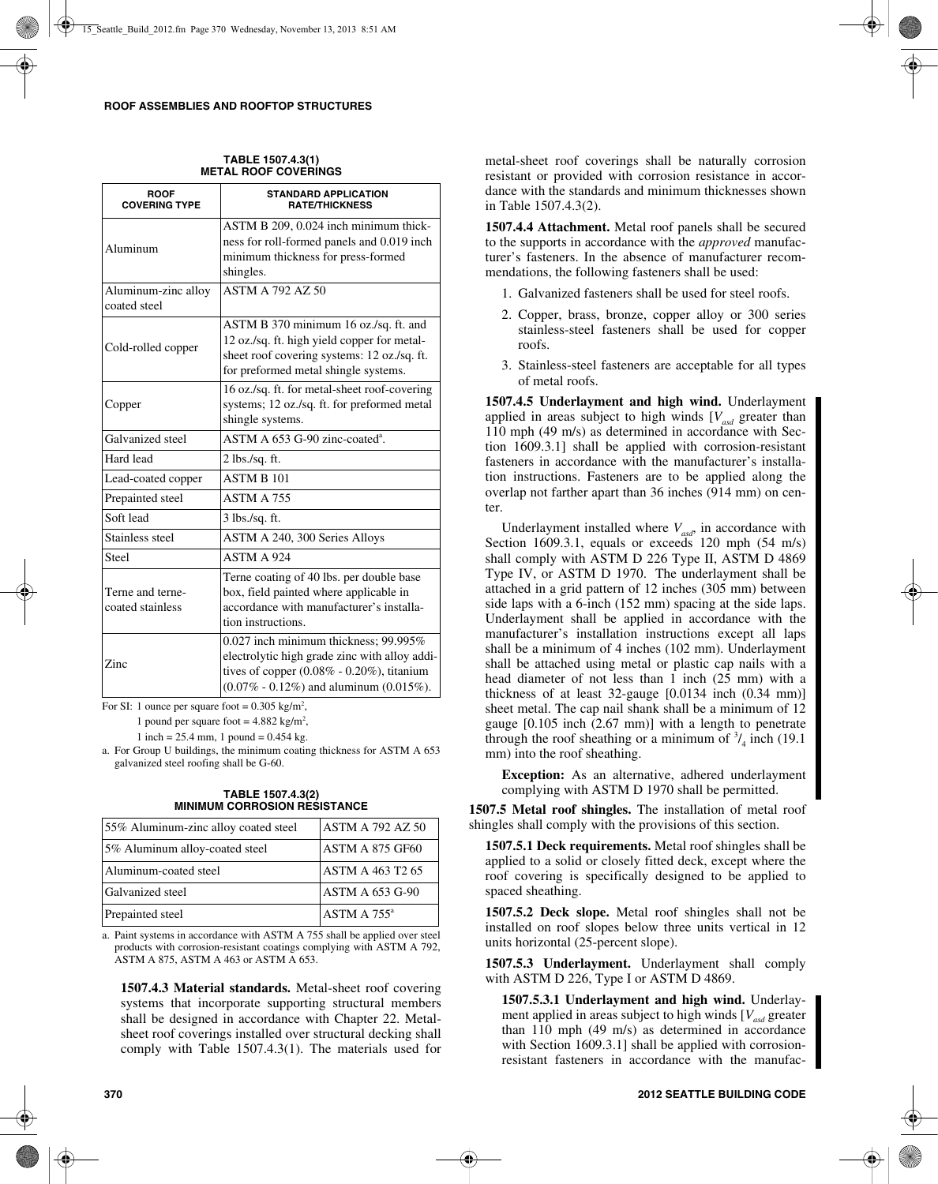**TABLE 1507.4.3(1)**
**METAL ROOF COVERINGS**

| ROOF COVERING TYPE | STANDARD APPLICATION RATE/THICKNESS |
|---|---|
| Aluminum | ASTM B 209, 0.024 inch minimum thickness for roll-formed panels and 0.019 inch minimum thickness for press-formed shingles. |
| Aluminum-zinc alloy coated steel | ASTM A 792 AZ 50 |
| Cold-rolled copper | ASTM B 370 minimum 16 oz./sq. ft. and 12 oz./sq. ft. high yield copper for metal-sheet roof covering systems: 12 oz./sq. ft. for preformed metal shingle systems. |
| Copper | 16 oz./sq. ft. for metal-sheet roof-covering systems; 12 oz./sq. ft. for preformed metal shingle systems. |
| Galvanized steel | ASTM A 653 G-90 zinc-coated[a]. |
| Hard lead | 2 lbs./sq. ft. |
| Lead-coated copper | ASTM B 101 |
| Prepainted steel | ASTM A 755 |
| Soft lead | 3 lbs./sq. ft. |
| Stainless steel | ASTM A 240, 300 Series Alloys |
| Steel | ASTM A 924 |
| Terne and terne-coated stainless | Terne coating of 40 lbs. per double base box, field painted where applicable in accordance with manufacturer's installation instructions. |
| Zinc | 0.027 inch minimum thickness; 99.995% electrolytic high grade zinc with alloy additives of copper (0.08% - 0.20%), titanium (0.07% - 0.12%) and aluminum (0.015%). |

For SI: 1 ounce per square foot = 0.305 kg/m$^2$,
1 pound per square foot = 4.882 kg/m$^2$,
1 inch = 25.4 mm, 1 pound = 0.454 kg.

a. For Group U buildings, the minimum coating thickness for ASTM A 653 galvanized steel roofing shall be G-60.

**TABLE 1507.4.3(2)**
**MINIMUM CORROSION RESISTANCE**

| | |
|---|---|
| 55% Aluminum-zinc alloy coated steel | ASTM A 792 AZ 50 |
| 5% Aluminum alloy-coated steel | ASTM A 875 GF60 |
| Aluminum-coated steel | ASTM A 463 T2 65 |
| Galvanized steel | ASTM A 653 G-90 |
| Prepainted steel | ASTM A 755[a] |

a. Paint systems in accordance with ASTM A 755 shall be applied over steel products with corrosion-resistant coatings complying with ASTM A 792, ASTM A 875, ASTM A 463 or ASTM A 653.

**1507.4.3 Material standards.** Metal-sheet roof covering systems that incorporate supporting structural members shall be designed in accordance with Chapter 22. Metal-sheet roof coverings installed over structural decking shall comply with Table 1507.4.3(1). The materials used for metal-sheet roof coverings shall be naturally corrosion resistant or provided with corrosion resistance in accordance with the standards and minimum thicknesses shown in Table 1507.4.3(2).

**1507.4.4 Attachment.** Metal roof panels shall be secured to the supports in accordance with the *approved* manufacturer's fasteners. In the absence of manufacturer recommendations, the following fasteners shall be used:

1. Galvanized fasteners shall be used for steel roofs.
2. Copper, brass, bronze, copper alloy or 300 series stainless-steel fasteners shall be used for copper roofs.
3. Stainless-steel fasteners are acceptable for all types of metal roofs.

**1507.4.5 Underlayment and high wind.** Underlayment applied in areas subject to high winds [$V_{asd}$ greater than 110 mph (49 m/s) as determined in accordance with Section 1609.3.1] shall be applied with corrosion-resistant fasteners in accordance with the manufacturer's installation instructions. Fasteners are to be applied along the overlap not farther apart than 36 inches (914 mm) on center.

Underlayment installed where $V_{asd}$, in accordance with Section 1609.3.1, equals or exceeds 120 mph (54 m/s) shall comply with ASTM D 226 Type II, ASTM D 4869 Type IV, or ASTM D 1970. The underlayment shall be attached in a grid pattern of 12 inches (305 mm) between side laps with a 6-inch (152 mm) spacing at the side laps. Underlayment shall be applied in accordance with the manufacturer's installation instructions except all laps shall be a minimum of 4 inches (102 mm). Underlayment shall be attached using metal or plastic cap nails with a head diameter of not less than 1 inch (25 mm) with a thickness of at least 32-gauge [0.0134 inch (0.34 mm)] sheet metal. The cap nail shank shall be a minimum of 12 gauge [0.105 inch (2.67 mm)] with a length to penetrate through the roof sheathing or a minimum of $^3/_4$ inch (19.1 mm) into the roof sheathing.

**Exception:** As an alternative, adhered underlayment complying with ASTM D 1970 shall be permitted.

**1507.5 Metal roof shingles.** The installation of metal roof shingles shall comply with the provisions of this section.

**1507.5.1 Deck requirements.** Metal roof shingles shall be applied to a solid or closely fitted deck, except where the roof covering is specifically designed to be applied to spaced sheathing.

**1507.5.2 Deck slope.** Metal roof shingles shall not be installed on roof slopes below three units vertical in 12 units horizontal (25-percent slope).

**1507.5.3 Underlayment.** Underlayment shall comply with ASTM D 226, Type I or ASTM D 4869.

**1507.5.3.1 Underlayment and high wind.** Underlayment applied in areas subject to high winds [$V_{asd}$ greater than 110 mph (49 m/s) as determined in accordance with Section 1609.3.1] shall be applied with corrosion-resistant fasteners in accordance with the manufac-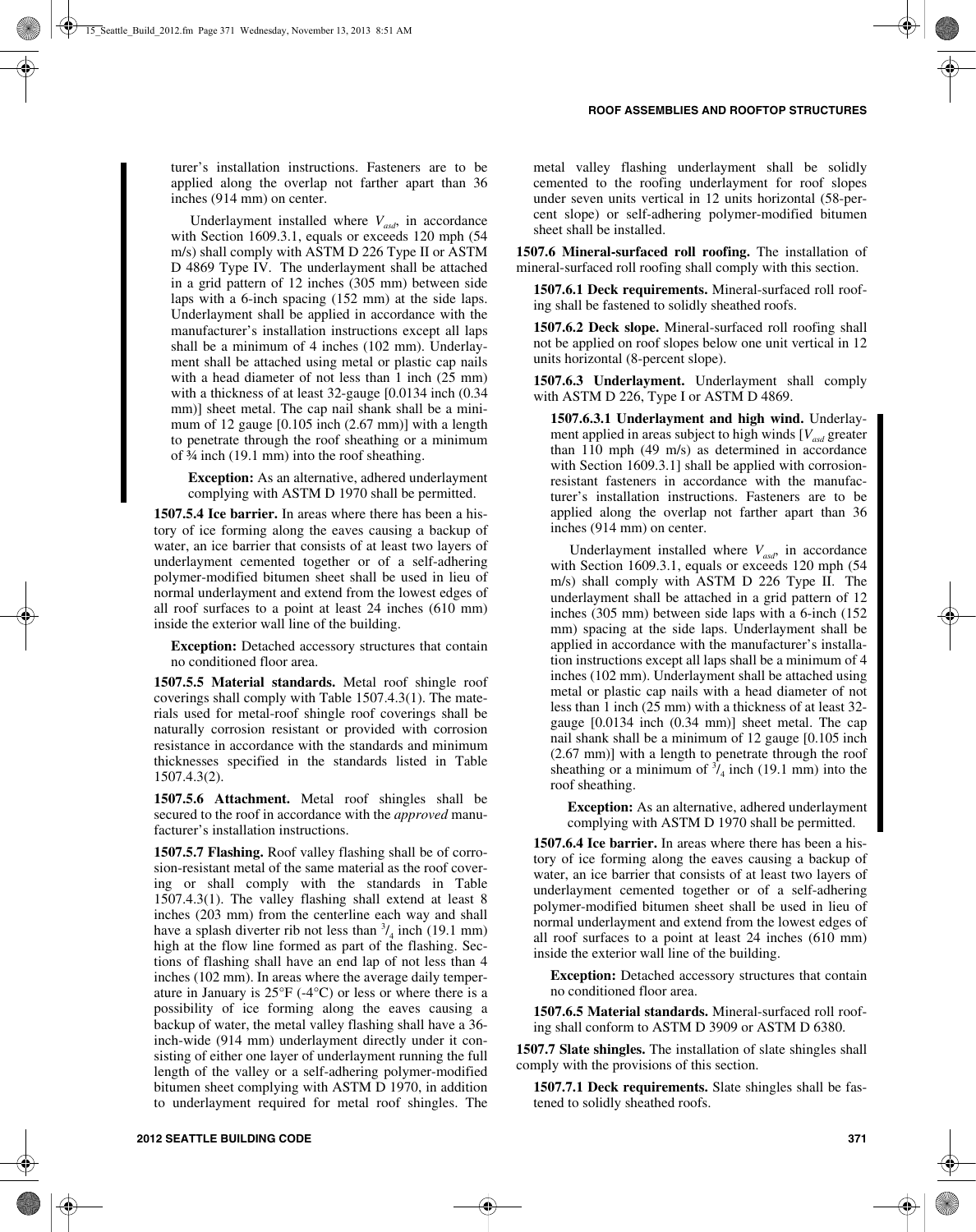turer's installation instructions. Fasteners are to be applied along the overlap not farther apart than 36 inches (914 mm) on center.

Underlayment installed where $V_{asd}$, in accordance with Section 1609.3.1, equals or exceeds 120 mph (54 m/s) shall comply with ASTM D 226 Type II or ASTM D 4869 Type IV. The underlayment shall be attached in a grid pattern of 12 inches (305 mm) between side laps with a 6-inch spacing (152 mm) at the side laps. Underlayment shall be applied in accordance with the manufacturer's installation instructions except all laps shall be a minimum of 4 inches (102 mm). Underlayment shall be attached using metal or plastic cap nails with a head diameter of not less than 1 inch (25 mm) with a thickness of at least 32-gauge [0.0134 inch (0.34 mm)] sheet metal. The cap nail shank shall be a minimum of 12 gauge [0.105 inch (2.67 mm)] with a length to penetrate through the roof sheathing or a minimum of ¾ inch (19.1 mm) into the roof sheathing.

**Exception:** As an alternative, adhered underlayment complying with ASTM D 1970 shall be permitted.

**1507.5.4 Ice barrier.** In areas where there has been a history of ice forming along the eaves causing a backup of water, an ice barrier that consists of at least two layers of underlayment cemented together or of a self-adhering polymer-modified bitumen sheet shall be used in lieu of normal underlayment and extend from the lowest edges of all roof surfaces to a point at least 24 inches (610 mm) inside the exterior wall line of the building.

**Exception:** Detached accessory structures that contain no conditioned floor area.

**1507.5.5 Material standards.** Metal roof shingle roof coverings shall comply with Table 1507.4.3(1). The materials used for metal-roof shingle roof coverings shall be naturally corrosion resistant or provided with corrosion resistance in accordance with the standards and minimum thicknesses specified in the standards listed in Table 1507.4.3(2).

**1507.5.6 Attachment.** Metal roof shingles shall be secured to the roof in accordance with the *approved* manufacturer's installation instructions.

**1507.5.7 Flashing.** Roof valley flashing shall be of corrosion-resistant metal of the same material as the roof covering or shall comply with the standards in Table 1507.4.3(1). The valley flashing shall extend at least 8 inches (203 mm) from the centerline each way and shall have a splash diverter rib not less than $^3/_4$ inch (19.1 mm) high at the flow line formed as part of the flashing. Sections of flashing shall have an end lap of not less than 4 inches (102 mm). In areas where the average daily temperature in January is 25°F (-4°C) or less or where there is a possibility of ice forming along the eaves causing a backup of water, the metal valley flashing shall have a 36-inch-wide (914 mm) underlayment directly under it consisting of either one layer of underlayment running the full length of the valley or a self-adhering polymer-modified bitumen sheet complying with ASTM D 1970, in addition to underlayment required for metal roof shingles. The metal valley flashing underlayment shall be solidly cemented to the roofing underlayment for roof slopes under seven units vertical in 12 units horizontal (58-percent slope) or self-adhering polymer-modified bitumen sheet shall be installed.

**1507.6 Mineral-surfaced roll roofing.** The installation of mineral-surfaced roll roofing shall comply with this section.

**1507.6.1 Deck requirements.** Mineral-surfaced roll roofing shall be fastened to solidly sheathed roofs.

**1507.6.2 Deck slope.** Mineral-surfaced roll roofing shall not be applied on roof slopes below one unit vertical in 12 units horizontal (8-percent slope).

**1507.6.3 Underlayment.** Underlayment shall comply with ASTM D 226, Type I or ASTM D 4869.

**1507.6.3.1 Underlayment and high wind.** Underlayment applied in areas subject to high winds [$V_{asd}$ greater than 110 mph (49 m/s) as determined in accordance with Section 1609.3.1] shall be applied with corrosion-resistant fasteners in accordance with the manufacturer's installation instructions. Fasteners are to be applied along the overlap not farther apart than 36 inches (914 mm) on center.

Underlayment installed where $V_{asd}$, in accordance with Section 1609.3.1, equals or exceeds 120 mph (54 m/s) shall comply with ASTM D 226 Type II. The underlayment shall be attached in a grid pattern of 12 inches (305 mm) between side laps with a 6-inch (152 mm) spacing at the side laps. Underlayment shall be applied in accordance with the manufacturer's installation instructions except all laps shall be a minimum of 4 inches (102 mm). Underlayment shall be attached using metal or plastic cap nails with a head diameter of not less than 1 inch (25 mm) with a thickness of at least 32-gauge [0.0134 inch (0.34 mm)] sheet metal. The cap nail shank shall be a minimum of 12 gauge [0.105 inch (2.67 mm)] with a length to penetrate through the roof sheathing or a minimum of $^3/_4$ inch (19.1 mm) into the roof sheathing.

**Exception:** As an alternative, adhered underlayment complying with ASTM D 1970 shall be permitted.

**1507.6.4 Ice barrier.** In areas where there has been a history of ice forming along the eaves causing a backup of water, an ice barrier that consists of at least two layers of underlayment cemented together or of a self-adhering polymer-modified bitumen sheet shall be used in lieu of normal underlayment and extend from the lowest edges of all roof surfaces to a point at least 24 inches (610 mm) inside the exterior wall line of the building.

**Exception:** Detached accessory structures that contain no conditioned floor area.

**1507.6.5 Material standards.** Mineral-surfaced roll roofing shall conform to ASTM D 3909 or ASTM D 6380.

**1507.7 Slate shingles.** The installation of slate shingles shall comply with the provisions of this section.

**1507.7.1 Deck requirements.** Slate shingles shall be fastened to solidly sheathed roofs.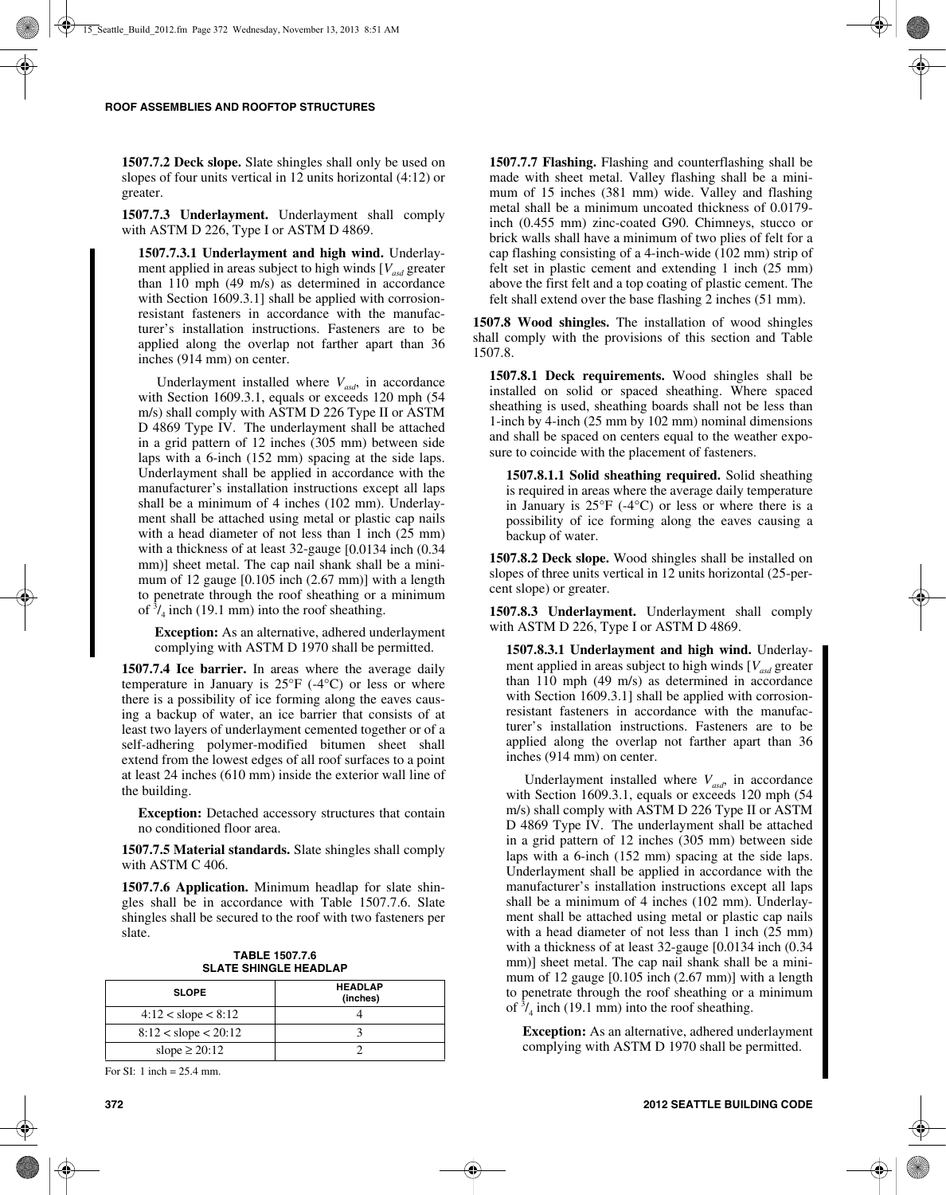**1507.7.2 Deck slope.** Slate shingles shall only be used on slopes of four units vertical in 12 units horizontal (4:12) or greater.

**1507.7.3 Underlayment.** Underlayment shall comply with ASTM D 226, Type I or ASTM D 4869.

**1507.7.3.1 Underlayment and high wind.** Underlayment applied in areas subject to high winds [$V_{asd}$ greater than 110 mph (49 m/s) as determined in accordance with Section 1609.3.1] shall be applied with corrosion-resistant fasteners in accordance with the manufacturer's installation instructions. Fasteners are to be applied along the overlap not farther apart than 36 inches (914 mm) on center.

Underlayment installed where $V_{asd}$, in accordance with Section 1609.3.1, equals or exceeds 120 mph (54 m/s) shall comply with ASTM D 226 Type II or ASTM D 4869 Type IV. The underlayment shall be attached in a grid pattern of 12 inches (305 mm) between side laps with a 6-inch (152 mm) spacing at the side laps. Underlayment shall be applied in accordance with the manufacturer's installation instructions except all laps shall be a minimum of 4 inches (102 mm). Underlayment shall be attached using metal or plastic cap nails with a head diameter of not less than 1 inch (25 mm) with a thickness of at least 32-gauge [0.0134 inch (0.34 mm)] sheet metal. The cap nail shank shall be a minimum of 12 gauge [0.105 inch (2.67 mm)] with a length to penetrate through the roof sheathing or a minimum of $^3/_4$ inch (19.1 mm) into the roof sheathing.

**Exception:** As an alternative, adhered underlayment complying with ASTM D 1970 shall be permitted.

**1507.7.4 Ice barrier.** In areas where the average daily temperature in January is 25°F (-4°C) or less or where there is a possibility of ice forming along the eaves causing a backup of water, an ice barrier that consists of at least two layers of underlayment cemented together or of a self-adhering polymer-modified bitumen sheet shall extend from the lowest edges of all roof surfaces to a point at least 24 inches (610 mm) inside the exterior wall line of the building.

**Exception:** Detached accessory structures that contain no conditioned floor area.

**1507.7.5 Material standards.** Slate shingles shall comply with ASTM C 406.

**1507.7.6 Application.** Minimum headlap for slate shingles shall be in accordance with Table 1507.7.6. Slate shingles shall be secured to the roof with two fasteners per slate.

**TABLE 1507.7.6**
**SLATE SHINGLE HEADLAP**

| SLOPE | HEADLAP (inches) |
|---|---|
| 4:12 < slope < 8:12 | 4 |
| 8:12 < slope < 20:12 | 3 |
| slope ≥ 20:12 | 2 |

For SI: 1 inch = 25.4 mm.

**1507.7.7 Flashing.** Flashing and counterflashing shall be made with sheet metal. Valley flashing shall be a minimum of 15 inches (381 mm) wide. Valley and flashing metal shall be a minimum uncoated thickness of 0.0179-inch (0.455 mm) zinc-coated G90. Chimneys, stucco or brick walls shall have a minimum of two plies of felt for a cap flashing consisting of a 4-inch-wide (102 mm) strip of felt set in plastic cement and extending 1 inch (25 mm) above the first felt and a top coating of plastic cement. The felt shall extend over the base flashing 2 inches (51 mm).

**1507.8 Wood shingles.** The installation of wood shingles shall comply with the provisions of this section and Table 1507.8.

**1507.8.1 Deck requirements.** Wood shingles shall be installed on solid or spaced sheathing. Where spaced sheathing is used, sheathing boards shall not be less than 1-inch by 4-inch (25 mm by 102 mm) nominal dimensions and shall be spaced on centers equal to the weather exposure to coincide with the placement of fasteners.

**1507.8.1.1 Solid sheathing required.** Solid sheathing is required in areas where the average daily temperature in January is 25°F (-4°C) or less or where there is a possibility of ice forming along the eaves causing a backup of water.

**1507.8.2 Deck slope.** Wood shingles shall be installed on slopes of three units vertical in 12 units horizontal (25-percent slope) or greater.

**1507.8.3 Underlayment.** Underlayment shall comply with ASTM D 226, Type I or ASTM D 4869.

**1507.8.3.1 Underlayment and high wind.** Underlayment applied in areas subject to high winds [$V_{asd}$ greater than 110 mph (49 m/s) as determined in accordance with Section 1609.3.1] shall be applied with corrosion-resistant fasteners in accordance with the manufacturer's installation instructions. Fasteners are to be applied along the overlap not farther apart than 36 inches (914 mm) on center.

Underlayment installed where $V_{asd}$, in accordance with Section 1609.3.1, equals or exceeds 120 mph (54 m/s) shall comply with ASTM D 226 Type II or ASTM D 4869 Type IV. The underlayment shall be attached in a grid pattern of 12 inches (305 mm) between side laps with a 6-inch (152 mm) spacing at the side laps. Underlayment shall be applied in accordance with the manufacturer's installation instructions except all laps shall be a minimum of 4 inches (102 mm). Underlayment shall be attached using metal or plastic cap nails with a head diameter of not less than 1 inch (25 mm) with a thickness of at least 32-gauge [0.0134 inch (0.34 mm)] sheet metal. The cap nail shank shall be a minimum of 12 gauge [0.105 inch (2.67 mm)] with a length to penetrate through the roof sheathing or a minimum of $^3/_4$ inch (19.1 mm) into the roof sheathing.

**Exception:** As an alternative, adhered underlayment complying with ASTM D 1970 shall be permitted.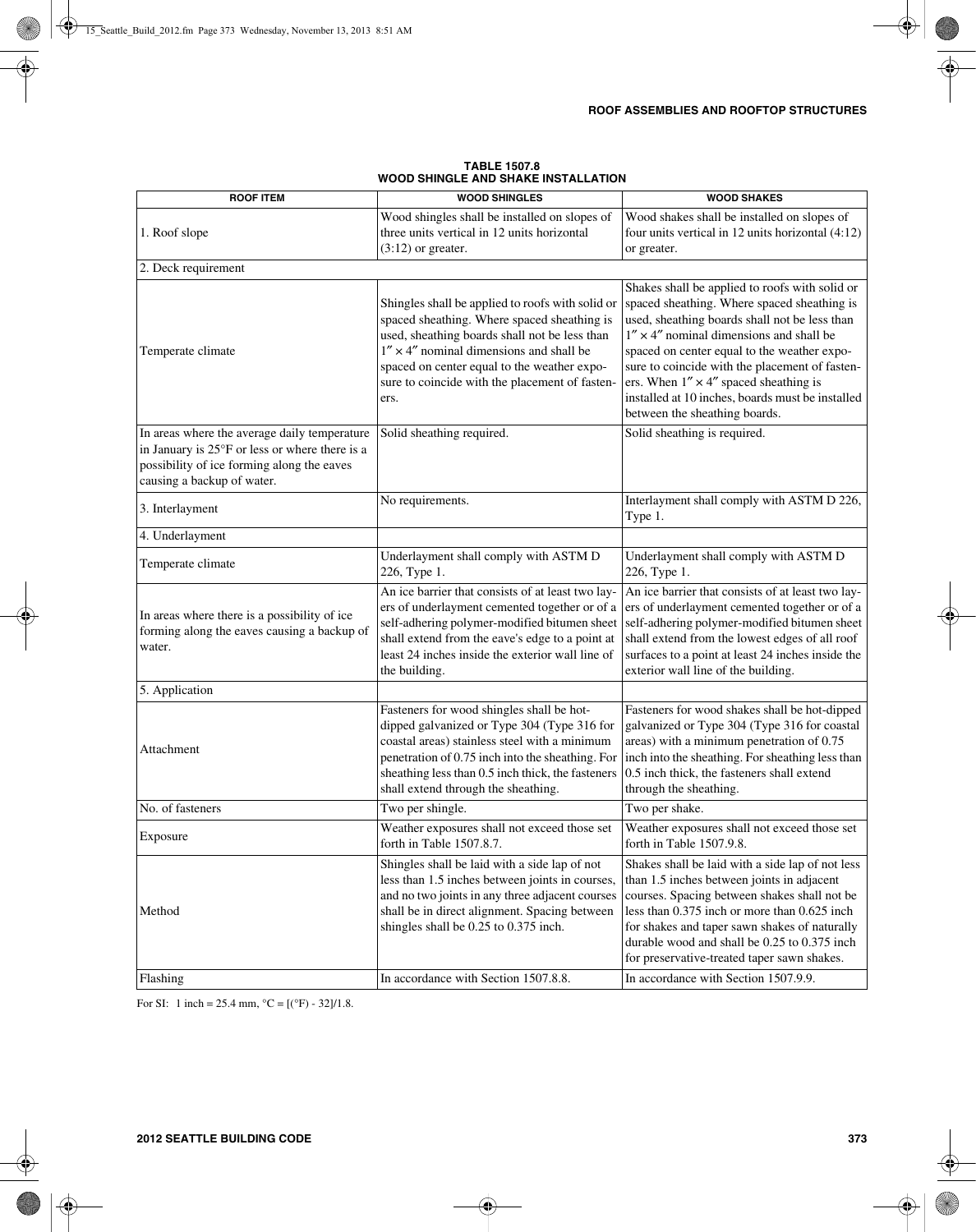**TABLE 1507.8**
**WOOD SHINGLE AND SHAKE INSTALLATION**

| ROOF ITEM | WOOD SHINGLES | WOOD SHAKES |
|---|---|---|
| 1. Roof slope | Wood shingles shall be installed on slopes of three units vertical in 12 units horizontal (3:12) or greater. | Wood shakes shall be installed on slopes of four units vertical in 12 units horizontal (4:12) or greater. |
| 2. Deck requirement | | |
| Temperate climate | Shingles shall be applied to roofs with solid or spaced sheathing. Where spaced sheathing is used, sheathing boards shall not be less than 1″ × 4″ nominal dimensions and shall be spaced on center equal to the weather exposure to coincide with the placement of fasteners. | Shakes shall be applied to roofs with solid or spaced sheathing. Where spaced sheathing is used, sheathing boards shall not be less than 1″ × 4″ nominal dimensions and shall be spaced on center equal to the weather exposure to coincide with the placement of fasteners. When 1″ × 4″ spaced sheathing is installed at 10 inches, boards must be installed between the sheathing boards. |
| In areas where the average daily temperature in January is 25°F or less or where there is a possibility of ice forming along the eaves causing a backup of water. | Solid sheathing required. | Solid sheathing is required. |
| 3. Interlayment | No requirements. | Interlayment shall comply with ASTM D 226, Type 1. |
| 4. Underlayment | | |
| Temperate climate | Underlayment shall comply with ASTM D 226, Type 1. | Underlayment shall comply with ASTM D 226, Type 1. |
| In areas where there is a possibility of ice forming along the eaves causing a backup of water. | An ice barrier that consists of at least two layers of underlayment cemented together or of a self-adhering polymer-modified bitumen sheet shall extend from the eave's edge to a point at least 24 inches inside the exterior wall line of the building. | An ice barrier that consists of at least two layers of underlayment cemented together or of a self-adhering polymer-modified bitumen sheet shall extend from the lowest edges of all roof surfaces to a point at least 24 inches inside the exterior wall line of the building. |
| 5. Application | | |
| Attachment | Fasteners for wood shingles shall be hot-dipped galvanized or Type 304 (Type 316 for coastal areas) stainless steel with a minimum penetration of 0.75 inch into the sheathing. For sheathing less than 0.5 inch thick, the fasteners shall extend through the sheathing. | Fasteners for wood shakes shall be hot-dipped galvanized or Type 304 (Type 316 for coastal areas) with a minimum penetration of 0.75 inch into the sheathing. For sheathing less than 0.5 inch thick, the fasteners shall extend through the sheathing. |
| No. of fasteners | Two per shingle. | Two per shake. |
| Exposure | Weather exposures shall not exceed those set forth in Table 1507.8.7. | Weather exposures shall not exceed those set forth in Table 1507.9.8. |
| Method | Shingles shall be laid with a side lap of not less than 1.5 inches between joints in courses, and no two joints in any three adjacent courses shall be in direct alignment. Spacing between shingles shall be 0.25 to 0.375 inch. | Shakes shall be laid with a side lap of not less than 1.5 inches between joints in adjacent courses. Spacing between shakes shall not be less than 0.375 inch or more than 0.625 inch for shakes and taper sawn shakes of naturally durable wood and shall be 0.25 to 0.375 inch for preservative-treated taper sawn shakes. |
| Flashing | In accordance with Section 1507.8.8. | In accordance with Section 1507.9.9. |

For SI: 1 inch = 25.4 mm, °C = [(°F) - 32]/1.8.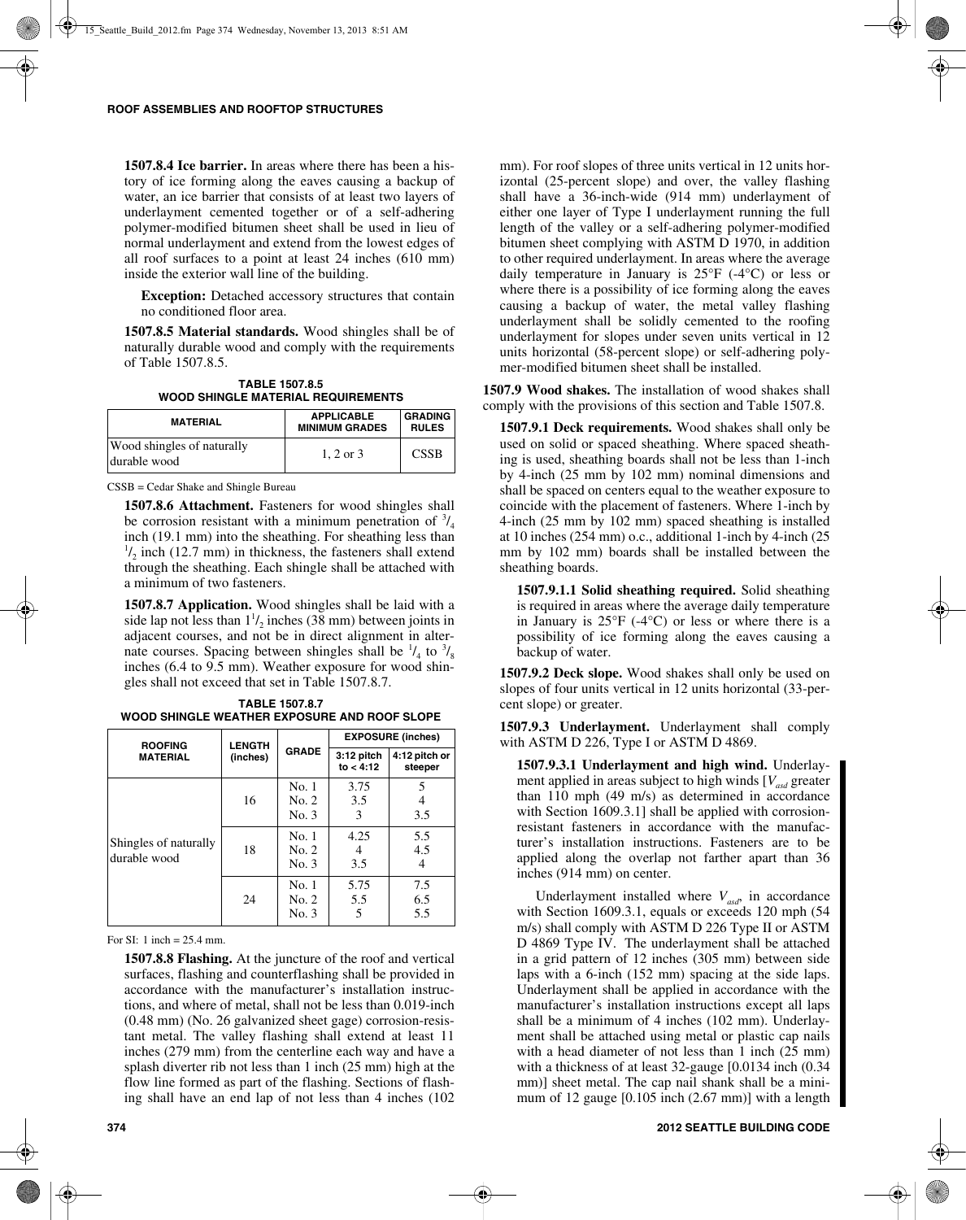**1507.8.4 Ice barrier.** In areas where there has been a history of ice forming along the eaves causing a backup of water, an ice barrier that consists of at least two layers of underlayment cemented together or of a self-adhering polymer-modified bitumen sheet shall be used in lieu of normal underlayment and extend from the lowest edges of all roof surfaces to a point at least 24 inches (610 mm) inside the exterior wall line of the building.

**Exception:** Detached accessory structures that contain no conditioned floor area.

**1507.8.5 Material standards.** Wood shingles shall be of naturally durable wood and comply with the requirements of Table 1507.8.5.

**TABLE 1507.8.5**
**WOOD SHINGLE MATERIAL REQUIREMENTS**

| MATERIAL | APPLICABLE MINIMUM GRADES | GRADING RULES |
|---|---|---|
| Wood shingles of naturally durable wood | 1, 2 or 3 | CSSB |

CSSB = Cedar Shake and Shingle Bureau

**1507.8.6 Attachment.** Fasteners for wood shingles shall be corrosion resistant with a minimum penetration of $^3/_4$ inch (19.1 mm) into the sheathing. For sheathing less than $^1/_2$ inch (12.7 mm) in thickness, the fasteners shall extend through the sheathing. Each shingle shall be attached with a minimum of two fasteners.

**1507.8.7 Application.** Wood shingles shall be laid with a side lap not less than $1^1/_2$ inches (38 mm) between joints in adjacent courses, and not be in direct alignment in alternate courses. Spacing between shingles shall be $^1/_4$ to $^3/_8$ inches (6.4 to 9.5 mm). Weather exposure for wood shingles shall not exceed that set in Table 1507.8.7.

**TABLE 1507.8.7**
**WOOD SHINGLE WEATHER EXPOSURE AND ROOF SLOPE**

| ROOFING MATERIAL | LENGTH (inches) | GRADE | EXPOSURE (inches) | |
|---|---|---|---|---|
| | | | 3:12 pitch to < 4:12 | 4:12 pitch or steeper |
| Shingles of naturally durable wood | 16 | No. 1 | 3.75 | 5 |
| | | No. 2 | 3.5 | 4 |
| | | No. 3 | 3 | 3.5 |
| | 18 | No. 1 | 4.25 | 5.5 |
| | | No. 2 | 4 | 4.5 |
| | | No. 3 | 3.5 | 4 |
| | 24 | No. 1 | 5.75 | 7.5 |
| | | No. 2 | 5.5 | 6.5 |
| | | No. 3 | 5 | 5.5 |

For SI: 1 inch = 25.4 mm.

**1507.8.8 Flashing.** At the juncture of the roof and vertical surfaces, flashing and counterflashing shall be provided in accordance with the manufacturer's installation instructions, and where of metal, shall not be less than 0.019-inch (0.48 mm) (No. 26 galvanized sheet gage) corrosion-resistant metal. The valley flashing shall extend at least 11 inches (279 mm) from the centerline each way and have a splash diverter rib not less than 1 inch (25 mm) high at the flow line formed as part of the flashing. Sections of flashing shall have an end lap of not less than 4 inches (102 mm). For roof slopes of three units vertical in 12 units horizontal (25-percent slope) and over, the valley flashing shall have a 36-inch-wide (914 mm) underlayment of either one layer of Type I underlayment running the full length of the valley or a self-adhering polymer-modified bitumen sheet complying with ASTM D 1970, in addition to other required underlayment. In areas where the average daily temperature in January is 25°F (-4°C) or less or where there is a possibility of ice forming along the eaves causing a backup of water, the metal valley flashing underlayment shall be solidly cemented to the roofing underlayment for slopes under seven units vertical in 12 units horizontal (58-percent slope) or self-adhering polymer-modified bitumen sheet shall be installed.

**1507.9 Wood shakes.** The installation of wood shakes shall comply with the provisions of this section and Table 1507.8.

**1507.9.1 Deck requirements.** Wood shakes shall only be used on solid or spaced sheathing. Where spaced sheathing is used, sheathing boards shall not be less than 1-inch by 4-inch (25 mm by 102 mm) nominal dimensions and shall be spaced on centers equal to the weather exposure to coincide with the placement of fasteners. Where 1-inch by 4-inch (25 mm by 102 mm) spaced sheathing is installed at 10 inches (254 mm) o.c., additional 1-inch by 4-inch (25 mm by 102 mm) boards shall be installed between the sheathing boards.

**1507.9.1.1 Solid sheathing required.** Solid sheathing is required in areas where the average daily temperature in January is 25°F (-4°C) or less or where there is a possibility of ice forming along the eaves causing a backup of water.

**1507.9.2 Deck slope.** Wood shakes shall only be used on slopes of four units vertical in 12 units horizontal (33-percent slope) or greater.

**1507.9.3 Underlayment.** Underlayment shall comply with ASTM D 226, Type I or ASTM D 4869.

**1507.9.3.1 Underlayment and high wind.** Underlayment applied in areas subject to high winds [$V_{asd}$ greater than 110 mph (49 m/s) as determined in accordance with Section 1609.3.1] shall be applied with corrosion-resistant fasteners in accordance with the manufacturer's installation instructions. Fasteners are to be applied along the overlap not farther apart than 36 inches (914 mm) on center.

Underlayment installed where $V_{asd}$, in accordance with Section 1609.3.1, equals or exceeds 120 mph (54 m/s) shall comply with ASTM D 226 Type II or ASTM D 4869 Type IV. The underlayment shall be attached in a grid pattern of 12 inches (305 mm) between side laps with a 6-inch (152 mm) spacing at the side laps. Underlayment shall be applied in accordance with the manufacturer's installation instructions except all laps shall be a minimum of 4 inches (102 mm). Underlayment shall be attached using metal or plastic cap nails with a head diameter of not less than 1 inch (25 mm) with a thickness of at least 32-gauge [0.0134 inch (0.34 mm)] sheet metal. The cap nail shank shall be a minimum of 12 gauge [0.105 inch (2.67 mm)] with a length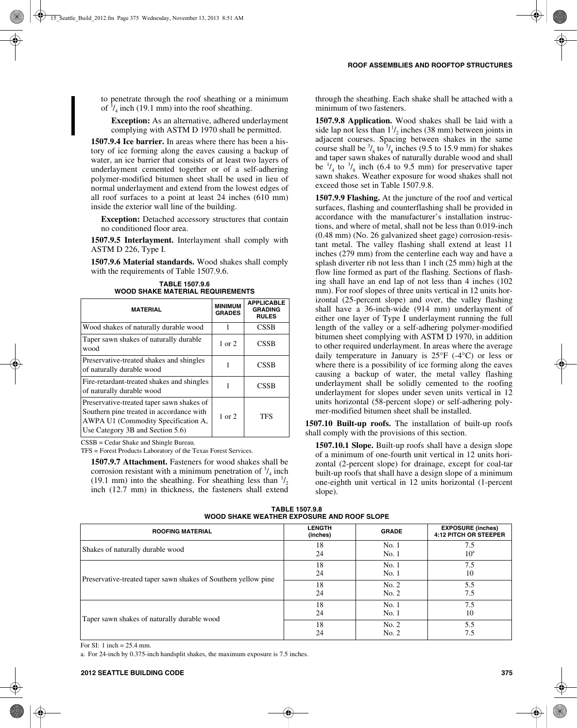to penetrate through the roof sheathing or a minimum of $^3/_4$ inch (19.1 mm) into the roof sheathing.

**Exception:** As an alternative, adhered underlayment complying with ASTM D 1970 shall be permitted.

**1507.9.4 Ice barrier.** In areas where there has been a history of ice forming along the eaves causing a backup of water, an ice barrier that consists of at least two layers of underlayment cemented together or of a self-adhering polymer-modified bitumen sheet shall be used in lieu of normal underlayment and extend from the lowest edges of all roof surfaces to a point at least 24 inches (610 mm) inside the exterior wall line of the building.

**Exception:** Detached accessory structures that contain no conditioned floor area.

**1507.9.5 Interlayment.** Interlayment shall comply with ASTM D 226, Type I.

**1507.9.6 Material standards.** Wood shakes shall comply with the requirements of Table 1507.9.6.

**TABLE 1507.9.6**
**WOOD SHAKE MATERIAL REQUIREMENTS**

| MATERIAL | MINIMUM GRADES | APPLICABLE GRADING RULES |
|---|---|---|
| Wood shakes of naturally durable wood | 1 | CSSB |
| Taper sawn shakes of naturally durable wood | 1 or 2 | CSSB |
| Preservative-treated shakes and shingles of naturally durable wood | 1 | CSSB |
| Fire-retardant-treated shakes and shingles of naturally durable wood | 1 | CSSB |
| Preservative-treated taper sawn shakes of Southern pine treated in accordance with AWPA U1 (Commodity Specification A, Use Category 3B and Section 5.6) | 1 or 2 | TFS |

CSSB = Cedar Shake and Shingle Bureau.
TFS = Forest Products Laboratory of the Texas Forest Services.

**1507.9.7 Attachment.** Fasteners for wood shakes shall be corrosion resistant with a minimum penetration of $^3/_4$ inch (19.1 mm) into the sheathing. For sheathing less than $^1/_2$ inch (12.7 mm) in thickness, the fasteners shall extend through the sheathing. Each shake shall be attached with a minimum of two fasteners.

**1507.9.8 Application.** Wood shakes shall be laid with a side lap not less than $1^1/_2$ inches (38 mm) between joints in adjacent courses. Spacing between shakes in the same course shall be $^3/_8$ to $^5/_8$ inches (9.5 to 15.9 mm) for shakes and taper sawn shakes of naturally durable wood and shall be $^1/_4$ to $^3/_8$ inch (6.4 to 9.5 mm) for preservative taper sawn shakes. Weather exposure for wood shakes shall not exceed those set in Table 1507.9.8.

**1507.9.9 Flashing.** At the juncture of the roof and vertical surfaces, flashing and counterflashing shall be provided in accordance with the manufacturer's installation instructions, and where of metal, shall not be less than 0.019-inch (0.48 mm) (No. 26 galvanized sheet gage) corrosion-resistant metal. The valley flashing shall extend at least 11 inches (279 mm) from the centerline each way and have a splash diverter rib not less than 1 inch (25 mm) high at the flow line formed as part of the flashing. Sections of flashing shall have an end lap of not less than 4 inches (102 mm). For roof slopes of three units vertical in 12 units horizontal (25-percent slope) and over, the valley flashing shall have a 36-inch-wide (914 mm) underlayment of either one layer of Type I underlayment running the full length of the valley or a self-adhering polymer-modified bitumen sheet complying with ASTM D 1970, in addition to other required underlayment. In areas where the average daily temperature in January is 25°F (-4°C) or less or where there is a possibility of ice forming along the eaves causing a backup of water, the metal valley flashing underlayment shall be solidly cemented to the roofing underlayment for slopes under seven units vertical in 12 units horizontal (58-percent slope) or self-adhering polymer-modified bitumen sheet shall be installed.

**1507.10 Built-up roofs.** The installation of built-up roofs shall comply with the provisions of this section.

**1507.10.1 Slope.** Built-up roofs shall have a design slope of a minimum of one-fourth unit vertical in 12 units horizontal (2-percent slope) for drainage, except for coal-tar built-up roofs that shall have a design slope of a minimum one-eighth unit vertical in 12 units horizontal (1-percent slope).

**TABLE 1507.9.8**
**WOOD SHAKE WEATHER EXPOSURE AND ROOF SLOPE**

| ROOFING MATERIAL | LENGTH (inches) | GRADE | EXPOSURE (inches) 4:12 PITCH OR STEEPER |
|---|---|---|---|
| Shakes of naturally durable wood | 18<br>24 | No. 1<br>No. 1 | 7.5<br>10[a] |
| Preservative-treated taper sawn shakes of Southern yellow pine | 18<br>24 | No. 1<br>No. 1 | 7.5<br>10 |
| | 18<br>24 | No. 2<br>No. 2 | 5.5<br>7.5 |
| Taper sawn shakes of naturally durable wood | 18<br>24 | No. 1<br>No. 1 | 7.5<br>10 |
| | 18<br>24 | No. 2<br>No. 2 | 5.5<br>7.5 |

For SI: 1 inch = 25.4 mm.
a. For 24-inch by 0.375-inch handsplit shakes, the maximum exposure is 7.5 inches.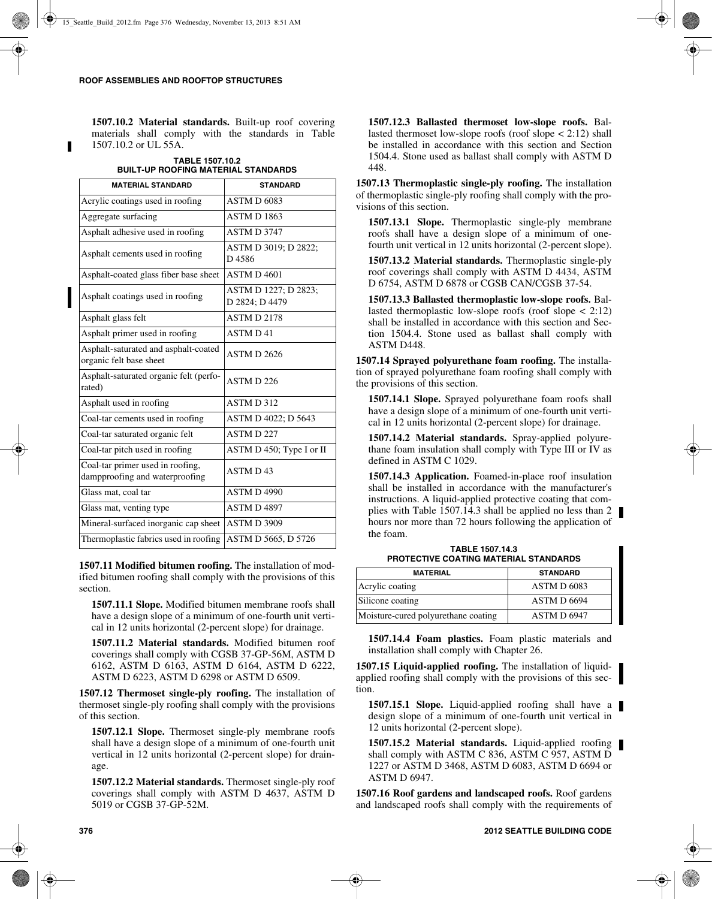**1507.10.2 Material standards.** Built-up roof covering materials shall comply with the standards in Table 1507.10.2 or UL 55A.

**TABLE 1507.10.2**
**BUILT-UP ROOFING MATERIAL STANDARDS**

| MATERIAL STANDARD | STANDARD |
|---|---|
| Acrylic coatings used in roofing | ASTM D 6083 |
| Aggregate surfacing | ASTM D 1863 |
| Asphalt adhesive used in roofing | ASTM D 3747 |
| Asphalt cements used in roofing | ASTM D 3019; D 2822; D 4586 |
| Asphalt-coated glass fiber base sheet | ASTM D 4601 |
| Asphalt coatings used in roofing | ASTM D 1227; D 2823; D 2824; D 4479 |
| Asphalt glass felt | ASTM D 2178 |
| Asphalt primer used in roofing | ASTM D 41 |
| Asphalt-saturated and asphalt-coated organic felt base sheet | ASTM D 2626 |
| Asphalt-saturated organic felt (perforated) | ASTM D 226 |
| Asphalt used in roofing | ASTM D 312 |
| Coal-tar cements used in roofing | ASTM D 4022; D 5643 |
| Coal-tar saturated organic felt | ASTM D 227 |
| Coal-tar pitch used in roofing | ASTM D 450; Type I or II |
| Coal-tar primer used in roofing, dampproofing and waterproofing | ASTM D 43 |
| Glass mat, coal tar | ASTM D 4990 |
| Glass mat, venting type | ASTM D 4897 |
| Mineral-surfaced inorganic cap sheet | ASTM D 3909 |
| Thermoplastic fabrics used in roofing | ASTM D 5665, D 5726 |

**1507.11 Modified bitumen roofing.** The installation of modified bitumen roofing shall comply with the provisions of this section.

**1507.11.1 Slope.** Modified bitumen membrane roofs shall have a design slope of a minimum of one-fourth unit vertical in 12 units horizontal (2-percent slope) for drainage.

**1507.11.2 Material standards.** Modified bitumen roof coverings shall comply with CGSB 37-GP-56M, ASTM D 6162, ASTM D 6163, ASTM D 6164, ASTM D 6222, ASTM D 6223, ASTM D 6298 or ASTM D 6509.

**1507.12 Thermoset single-ply roofing.** The installation of thermoset single-ply roofing shall comply with the provisions of this section.

**1507.12.1 Slope.** Thermoset single-ply membrane roofs shall have a design slope of a minimum of one-fourth unit vertical in 12 units horizontal (2-percent slope) for drainage.

**1507.12.2 Material standards.** Thermoset single-ply roof coverings shall comply with ASTM D 4637, ASTM D 5019 or CGSB 37-GP-52M.

**1507.12.3 Ballasted thermoset low-slope roofs.** Ballasted thermoset low-slope roofs (roof slope < 2:12) shall be installed in accordance with this section and Section 1504.4. Stone used as ballast shall comply with ASTM D 448.

**1507.13 Thermoplastic single-ply roofing.** The installation of thermoplastic single-ply roofing shall comply with the provisions of this section.

**1507.13.1 Slope.** Thermoplastic single-ply membrane roofs shall have a design slope of a minimum of one-fourth unit vertical in 12 units horizontal (2-percent slope).

**1507.13.2 Material standards.** Thermoplastic single-ply roof coverings shall comply with ASTM D 4434, ASTM D 6754, ASTM D 6878 or CGSB CAN/CGSB 37-54.

**1507.13.3 Ballasted thermoplastic low-slope roofs.** Ballasted thermoplastic low-slope roofs (roof slope < 2:12) shall be installed in accordance with this section and Section 1504.4. Stone used as ballast shall comply with ASTM D448.

**1507.14 Sprayed polyurethane foam roofing.** The installation of sprayed polyurethane foam roofing shall comply with the provisions of this section.

**1507.14.1 Slope.** Sprayed polyurethane foam roofs shall have a design slope of a minimum of one-fourth unit vertical in 12 units horizontal (2-percent slope) for drainage.

**1507.14.2 Material standards.** Spray-applied polyurethane foam insulation shall comply with Type III or IV as defined in ASTM C 1029.

**1507.14.3 Application.** Foamed-in-place roof insulation shall be installed in accordance with the manufacturer's instructions. A liquid-applied protective coating that complies with Table 1507.14.3 shall be applied no less than 2 hours nor more than 72 hours following the application of the foam.

**TABLE 1507.14.3**
**PROTECTIVE COATING MATERIAL STANDARDS**

| MATERIAL | STANDARD |
|---|---|
| Acrylic coating | ASTM D 6083 |
| Silicone coating | ASTM D 6694 |
| Moisture-cured polyurethane coating | ASTM D 6947 |

**1507.14.4 Foam plastics.** Foam plastic materials and installation shall comply with Chapter 26.

**1507.15 Liquid-applied roofing.** The installation of liquid-applied roofing shall comply with the provisions of this section.

**1507.15.1 Slope.** Liquid-applied roofing shall have a design slope of a minimum of one-fourth unit vertical in 12 units horizontal (2-percent slope).

**1507.15.2 Material standards.** Liquid-applied roofing shall comply with ASTM C 836, ASTM C 957, ASTM D 1227 or ASTM D 3468, ASTM D 6083, ASTM D 6694 or ASTM D 6947.

**1507.16 Roof gardens and landscaped roofs.** Roof gardens and landscaped roofs shall comply with the requirements of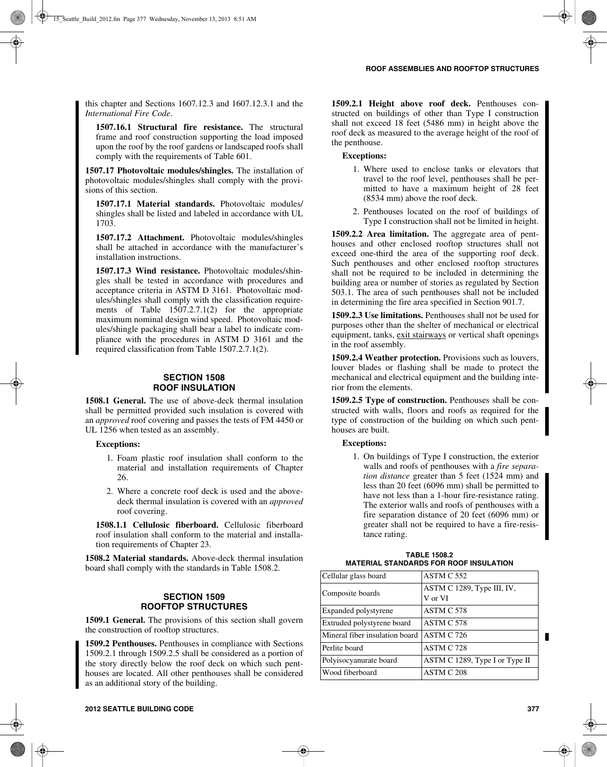this chapter and Sections 1607.12.3 and 1607.12.3.1 and the *International Fire Code*.

**1507.16.1 Structural fire resistance.** The structural frame and roof construction supporting the load imposed upon the roof by the roof gardens or landscaped roofs shall comply with the requirements of Table 601.

**1507.17 Photovoltaic modules/shingles.** The installation of photovoltaic modules/shingles shall comply with the provisions of this section.

**1507.17.1 Material standards.** Photovoltaic modules/shingles shall be listed and labeled in accordance with UL 1703.

**1507.17.2 Attachment.** Photovoltaic modules/shingles shall be attached in accordance with the manufacturer's installation instructions.

**1507.17.3 Wind resistance.** Photovoltaic modules/shingles shall be tested in accordance with procedures and acceptance criteria in ASTM D 3161. Photovoltaic modules/shingles shall comply with the classification requirements of Table 1507.2.7.1(2) for the appropriate maximum nominal design wind speed. Photovoltaic modules/shingle packaging shall bear a label to indicate compliance with the procedures in ASTM D 3161 and the required classification from Table 1507.2.7.1(2).

## SECTION 1508 ROOF INSULATION

**1508.1 General.** The use of above-deck thermal insulation shall be permitted provided such insulation is covered with an *approved* roof covering and passes the tests of FM 4450 or UL 1256 when tested as an assembly.

**Exceptions:**

1. Foam plastic roof insulation shall conform to the material and installation requirements of Chapter 26.
2. Where a concrete roof deck is used and the above-deck thermal insulation is covered with an *approved* roof covering.

**1508.1.1 Cellulosic fiberboard.** Cellulosic fiberboard roof insulation shall conform to the material and installation requirements of Chapter 23.

**1508.2 Material standards.** Above-deck thermal insulation board shall comply with the standards in Table 1508.2.

## SECTION 1509 ROOFTOP STRUCTURES

**1509.1 General.** The provisions of this section shall govern the construction of rooftop structures.

**1509.2 Penthouses.** Penthouses in compliance with Sections 1509.2.1 through 1509.2.5 shall be considered as a portion of the story directly below the roof deck on which such penthouses are located. All other penthouses shall be considered as an additional story of the building.

**1509.2.1 Height above roof deck.** Penthouses constructed on buildings of other than Type I construction shall not exceed 18 feet (5486 mm) in height above the roof deck as measured to the average height of the roof of the penthouse.

**Exceptions:**

1. Where used to enclose tanks or elevators that travel to the roof level, penthouses shall be permitted to have a maximum height of 28 feet (8534 mm) above the roof deck.
2. Penthouses located on the roof of buildings of Type I construction shall not be limited in height.

**1509.2.2 Area limitation.** The aggregate area of penthouses and other enclosed rooftop structures shall not exceed one-third the area of the supporting roof deck. Such penthouses and other enclosed rooftop structures shall not be required to be included in determining the building area or number of stories as regulated by Section 503.1. The area of such penthouses shall not be included in determining the fire area specified in Section 901.7.

**1509.2.3 Use limitations.** Penthouses shall not be used for purposes other than the shelter of mechanical or electrical equipment, tanks, exit stairways or vertical shaft openings in the roof assembly.

**1509.2.4 Weather protection.** Provisions such as louvers, louver blades or flashing shall be made to protect the mechanical and electrical equipment and the building interior from the elements.

**1509.2.5 Type of construction.** Penthouses shall be constructed with walls, floors and roofs as required for the type of construction of the building on which such penthouses are built.

**Exceptions:**

1. On buildings of Type I construction, the exterior walls and roofs of penthouses with a *fire separation distance* greater than 5 feet (1524 mm) and less than 20 feet (6096 mm) shall be permitted to have not less than a 1-hour fire-resistance rating. The exterior walls and roofs of penthouses with a fire separation distance of 20 feet (6096 mm) or greater shall not be required to have a fire-resistance rating.

**TABLE 1508.2**
**MATERIAL STANDARDS FOR ROOF INSULATION**

| | |
|---|---|
| Cellular glass board | ASTM C 552 |
| Composite boards | ASTM C 1289, Type III, IV, V or VI |
| Expanded polystyrene | ASTM C 578 |
| Extruded polystyrene board | ASTM C 578 |
| Mineral fiber insulation board | ASTM C 726 |
| Perlite board | ASTM C 728 |
| Polyisocyanurate board | ASTM C 1289, Type I or Type II |
| Wood fiberboard | ASTM C 208 |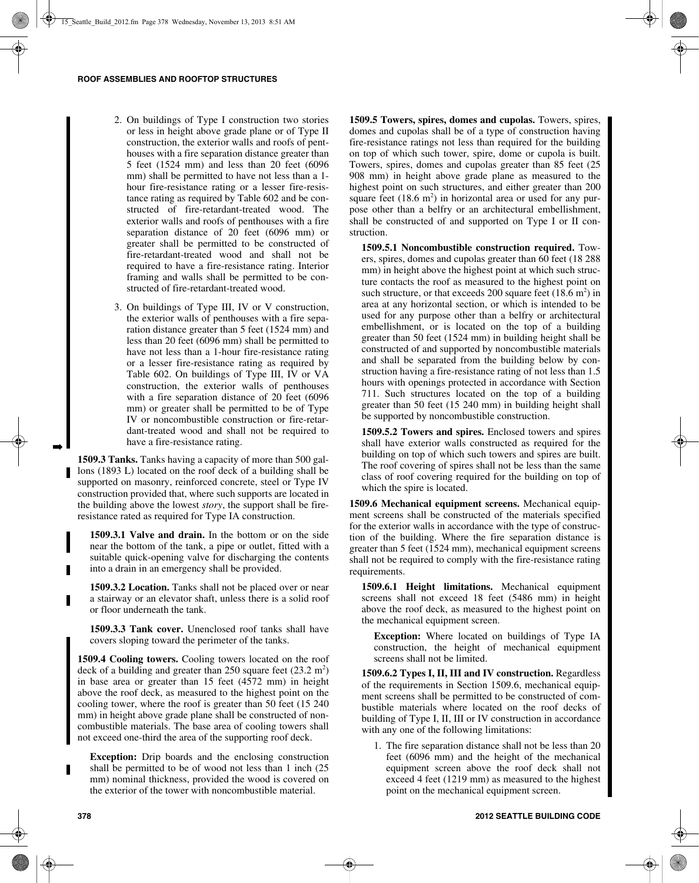2. On buildings of Type I construction two stories or less in height above grade plane or of Type II construction, the exterior walls and roofs of penthouses with a fire separation distance greater than 5 feet (1524 mm) and less than 20 feet (6096 mm) shall be permitted to have not less than a 1-hour fire-resistance rating or a lesser fire-resistance rating as required by Table 602 and be constructed of fire-retardant-treated wood. The exterior walls and roofs of penthouses with a fire separation distance of 20 feet (6096 mm) or greater shall be permitted to be constructed of fire-retardant-treated wood and shall not be required to have a fire-resistance rating. Interior framing and walls shall be permitted to be constructed of fire-retardant-treated wood.

3. On buildings of Type III, IV or V construction, the exterior walls of penthouses with a fire separation distance greater than 5 feet (1524 mm) and less than 20 feet (6096 mm) shall be permitted to have not less than a 1-hour fire-resistance rating or a lesser fire-resistance rating as required by Table 602. On buildings of Type III, IV or VA construction, the exterior walls of penthouses with a fire separation distance of 20 feet (6096 mm) or greater shall be permitted to be of Type IV or noncombustible construction or fire-retardant-treated wood and shall not be required to have a fire-resistance rating.

**1509.3 Tanks.** Tanks having a capacity of more than 500 gallons (1893 L) located on the roof deck of a building shall be supported on masonry, reinforced concrete, steel or Type IV construction provided that, where such supports are located in the building above the lowest *story*, the support shall be fire-resistance rated as required for Type IA construction.

**1509.3.1 Valve and drain.** In the bottom or on the side near the bottom of the tank, a pipe or outlet, fitted with a suitable quick-opening valve for discharging the contents into a drain in an emergency shall be provided.

**1509.3.2 Location.** Tanks shall not be placed over or near a stairway or an elevator shaft, unless there is a solid roof or floor underneath the tank.

**1509.3.3 Tank cover.** Unenclosed roof tanks shall have covers sloping toward the perimeter of the tanks.

**1509.4 Cooling towers.** Cooling towers located on the roof deck of a building and greater than 250 square feet (23.2 m$^2$) in base area or greater than 15 feet (4572 mm) in height above the roof deck, as measured to the highest point on the cooling tower, where the roof is greater than 50 feet (15 240 mm) in height above grade plane shall be constructed of noncombustible materials. The base area of cooling towers shall not exceed one-third the area of the supporting roof deck.

**Exception:** Drip boards and the enclosing construction shall be permitted to be of wood not less than 1 inch (25 mm) nominal thickness, provided the wood is covered on the exterior of the tower with noncombustible material.

**1509.5 Towers, spires, domes and cupolas.** Towers, spires, domes and cupolas shall be of a type of construction having fire-resistance ratings not less than required for the building on top of which such tower, spire, dome or cupola is built. Towers, spires, domes and cupolas greater than 85 feet (25 908 mm) in height above grade plane as measured to the highest point on such structures, and either greater than 200 square feet (18.6 m$^2$) in horizontal area or used for any purpose other than a belfry or an architectural embellishment, shall be constructed of and supported on Type I or II construction.

**1509.5.1 Noncombustible construction required.** Towers, spires, domes and cupolas greater than 60 feet (18 288 mm) in height above the highest point at which such structure contacts the roof as measured to the highest point on such structure, or that exceeds 200 square feet (18.6 m$^2$) in area at any horizontal section, or which is intended to be used for any purpose other than a belfry or architectural embellishment, or is located on the top of a building greater than 50 feet (1524 mm) in building height shall be constructed of and supported by noncombustible materials and shall be separated from the building below by construction having a fire-resistance rating of not less than 1.5 hours with openings protected in accordance with Section 711. Such structures located on the top of a building greater than 50 feet (15 240 mm) in building height shall be supported by noncombustible construction.

**1509.5.2 Towers and spires.** Enclosed towers and spires shall have exterior walls constructed as required for the building on top of which such towers and spires are built. The roof covering of spires shall not be less than the same class of roof covering required for the building on top of which the spire is located.

**1509.6 Mechanical equipment screens.** Mechanical equipment screens shall be constructed of the materials specified for the exterior walls in accordance with the type of construction of the building. Where the fire separation distance is greater than 5 feet (1524 mm), mechanical equipment screens shall not be required to comply with the fire-resistance rating requirements.

**1509.6.1 Height limitations.** Mechanical equipment screens shall not exceed 18 feet (5486 mm) in height above the roof deck, as measured to the highest point on the mechanical equipment screen.

**Exception:** Where located on buildings of Type IA construction, the height of mechanical equipment screens shall not be limited.

**1509.6.2 Types I, II, III and IV construction.** Regardless of the requirements in Section 1509.6, mechanical equipment screens shall be permitted to be constructed of combustible materials where located on the roof decks of building of Type I, II, III or IV construction in accordance with any one of the following limitations:

1. The fire separation distance shall not be less than 20 feet (6096 mm) and the height of the mechanical equipment screen above the roof deck shall not exceed 4 feet (1219 mm) as measured to the highest point on the mechanical equipment screen.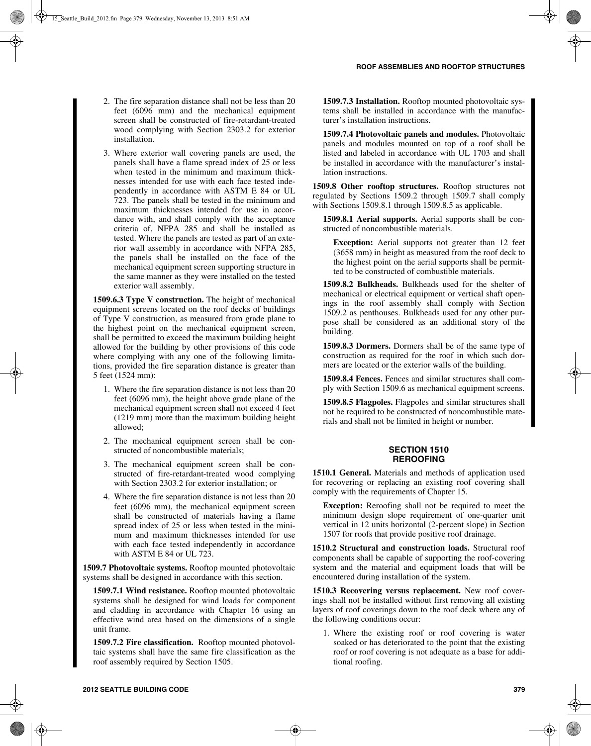2. The fire separation distance shall not be less than 20 feet (6096 mm) and the mechanical equipment screen shall be constructed of fire-retardant-treated wood complying with Section 2303.2 for exterior installation.

3. Where exterior wall covering panels are used, the panels shall have a flame spread index of 25 or less when tested in the minimum and maximum thicknesses intended for use with each face tested independently in accordance with ASTM E 84 or UL 723. The panels shall be tested in the minimum and maximum thicknesses intended for use in accordance with, and shall comply with the acceptance criteria of, NFPA 285 and shall be installed as tested. Where the panels are tested as part of an exterior wall assembly in accordance with NFPA 285, the panels shall be installed on the face of the mechanical equipment screen supporting structure in the same manner as they were installed on the tested exterior wall assembly.

**1509.6.3 Type V construction.** The height of mechanical equipment screens located on the roof decks of buildings of Type V construction, as measured from grade plane to the highest point on the mechanical equipment screen, shall be permitted to exceed the maximum building height allowed for the building by other provisions of this code where complying with any one of the following limitations, provided the fire separation distance is greater than 5 feet (1524 mm):

1. Where the fire separation distance is not less than 20 feet (6096 mm), the height above grade plane of the mechanical equipment screen shall not exceed 4 feet (1219 mm) more than the maximum building height allowed;
2. The mechanical equipment screen shall be constructed of noncombustible materials;
3. The mechanical equipment screen shall be constructed of fire-retardant-treated wood complying with Section 2303.2 for exterior installation; or
4. Where the fire separation distance is not less than 20 feet (6096 mm), the mechanical equipment screen shall be constructed of materials having a flame spread index of 25 or less when tested in the minimum and maximum thicknesses intended for use with each face tested independently in accordance with ASTM E 84 or UL 723.

**1509.7 Photovoltaic systems.** Rooftop mounted photovoltaic systems shall be designed in accordance with this section.

**1509.7.1 Wind resistance.** Rooftop mounted photovoltaic systems shall be designed for wind loads for component and cladding in accordance with Chapter 16 using an effective wind area based on the dimensions of a single unit frame.

**1509.7.2 Fire classification.** Rooftop mounted photovoltaic systems shall have the same fire classification as the roof assembly required by Section 1505.

**1509.7.3 Installation.** Rooftop mounted photovoltaic systems shall be installed in accordance with the manufacturer's installation instructions.

**1509.7.4 Photovoltaic panels and modules.** Photovoltaic panels and modules mounted on top of a roof shall be listed and labeled in accordance with UL 1703 and shall be installed in accordance with the manufacturer's installation instructions.

**1509.8 Other rooftop structures.** Rooftop structures not regulated by Sections 1509.2 through 1509.7 shall comply with Sections 1509.8.1 through 1509.8.5 as applicable.

**1509.8.1 Aerial supports.** Aerial supports shall be constructed of noncombustible materials.

**Exception:** Aerial supports not greater than 12 feet (3658 mm) in height as measured from the roof deck to the highest point on the aerial supports shall be permitted to be constructed of combustible materials.

**1509.8.2 Bulkheads.** Bulkheads used for the shelter of mechanical or electrical equipment or vertical shaft openings in the roof assembly shall comply with Section 1509.2 as penthouses. Bulkheads used for any other purpose shall be considered as an additional story of the building.

**1509.8.3 Dormers.** Dormers shall be of the same type of construction as required for the roof in which such dormers are located or the exterior walls of the building.

**1509.8.4 Fences.** Fences and similar structures shall comply with Section 1509.6 as mechanical equipment screens.

**1509.8.5 Flagpoles.** Flagpoles and similar structures shall not be required to be constructed of noncombustible materials and shall not be limited in height or number.

## SECTION 1510 REROOFING

**1510.1 General.** Materials and methods of application used for recovering or replacing an existing roof covering shall comply with the requirements of Chapter 15.

**Exception:** Reroofing shall not be required to meet the minimum design slope requirement of one-quarter unit vertical in 12 units horizontal (2-percent slope) in Section 1507 for roofs that provide positive roof drainage.

**1510.2 Structural and construction loads.** Structural roof components shall be capable of supporting the roof-covering system and the material and equipment loads that will be encountered during installation of the system.

**1510.3 Recovering versus replacement.** New roof coverings shall not be installed without first removing all existing layers of roof coverings down to the roof deck where any of the following conditions occur:

1. Where the existing roof or roof covering is water soaked or has deteriorated to the point that the existing roof or roof covering is not adequate as a base for additional roofing.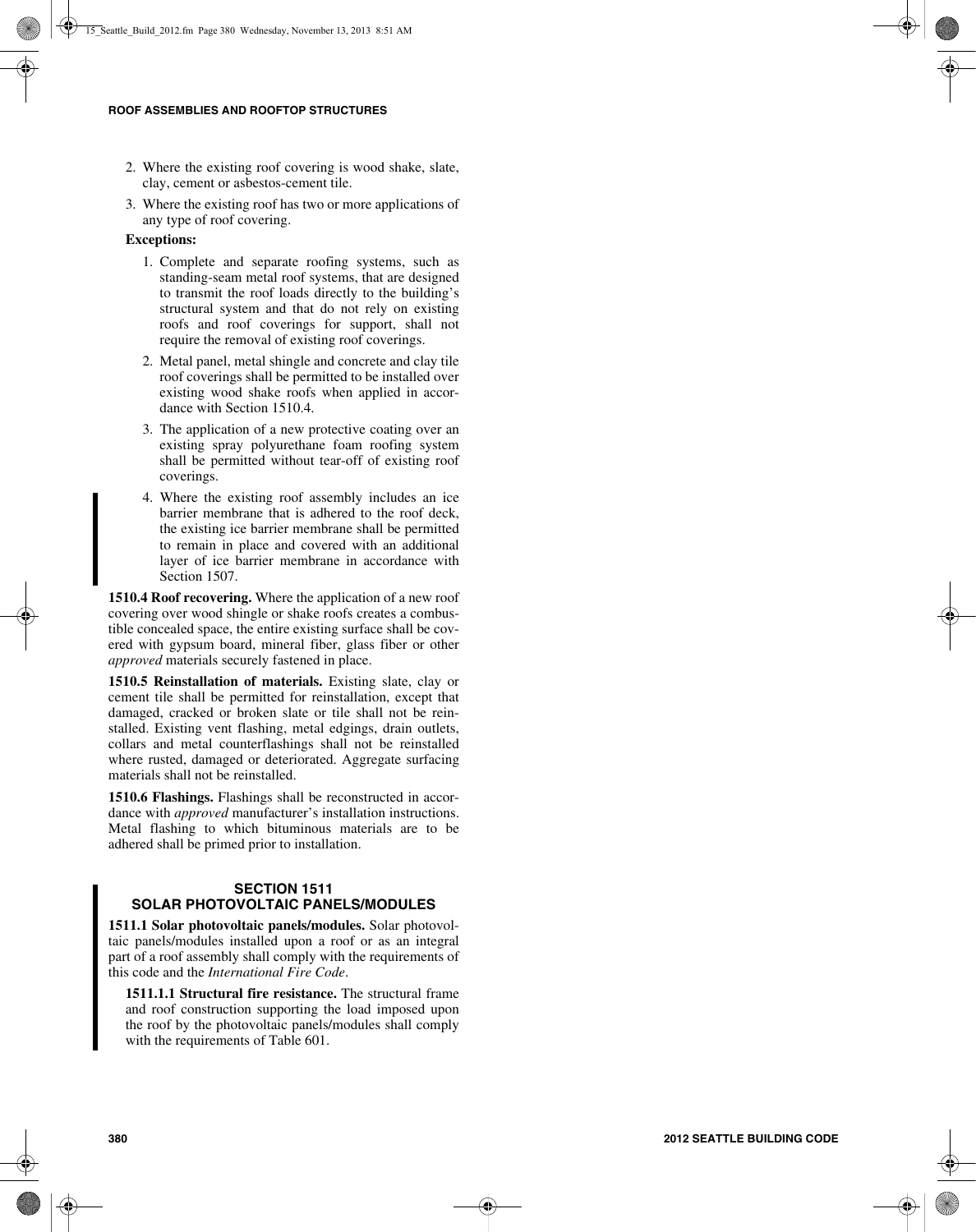2. Where the existing roof covering is wood shake, slate, clay, cement or asbestos-cement tile.
3. Where the existing roof has two or more applications of any type of roof covering.

**Exceptions:**

1. Complete and separate roofing systems, such as standing-seam metal roof systems, that are designed to transmit the roof loads directly to the building's structural system and that do not rely on existing roofs and roof coverings for support, shall not require the removal of existing roof coverings.
2. Metal panel, metal shingle and concrete and clay tile roof coverings shall be permitted to be installed over existing wood shake roofs when applied in accordance with Section 1510.4.
3. The application of a new protective coating over an existing spray polyurethane foam roofing system shall be permitted without tear-off of existing roof coverings.
4. Where the existing roof assembly includes an ice barrier membrane that is adhered to the roof deck, the existing ice barrier membrane shall be permitted to remain in place and covered with an additional layer of ice barrier membrane in accordance with Section 1507.

**1510.4 Roof recovering.** Where the application of a new roof covering over wood shingle or shake roofs creates a combustible concealed space, the entire existing surface shall be covered with gypsum board, mineral fiber, glass fiber or other *approved* materials securely fastened in place.

**1510.5 Reinstallation of materials.** Existing slate, clay or cement tile shall be permitted for reinstallation, except that damaged, cracked or broken slate or tile shall not be reinstalled. Existing vent flashing, metal edgings, drain outlets, collars and metal counterflashings shall not be reinstalled where rusted, damaged or deteriorated. Aggregate surfacing materials shall not be reinstalled.

**1510.6 Flashings.** Flashings shall be reconstructed in accordance with *approved* manufacturer's installation instructions. Metal flashing to which bituminous materials are to be adhered shall be primed prior to installation.

## SECTION 1511
## SOLAR PHOTOVOLTAIC PANELS/MODULES

**1511.1 Solar photovoltaic panels/modules.** Solar photovoltaic panels/modules installed upon a roof or as an integral part of a roof assembly shall comply with the requirements of this code and the *International Fire Code*.

**1511.1.1 Structural fire resistance.** The structural frame and roof construction supporting the load imposed upon the roof by the photovoltaic panels/modules shall comply with the requirements of Table 601.